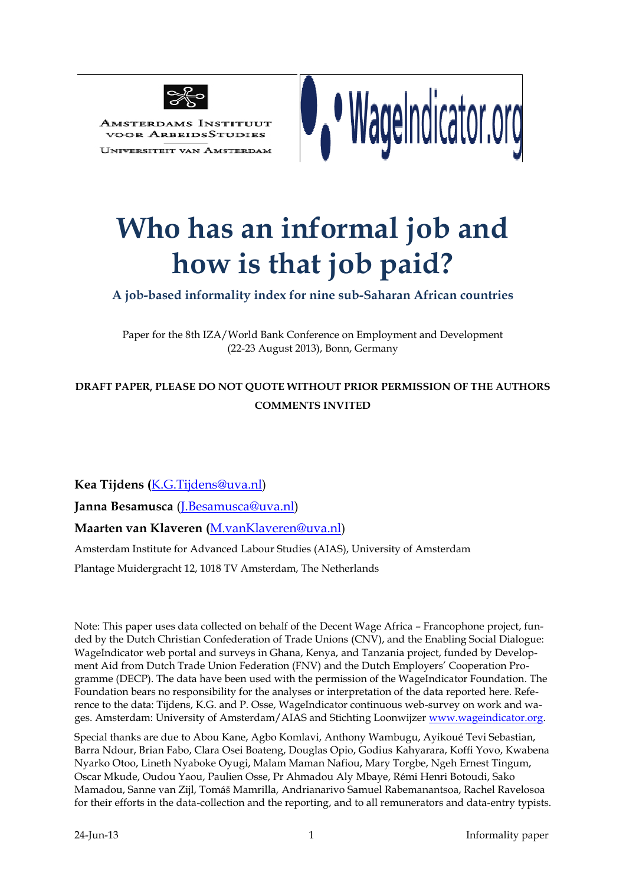Amsterdams Instituut voor ArbeidsStudies
Universiteit van Amsterdam

WageIndicator.org

# Who has an informal job and how is that job paid?

## A job-based informality index for nine sub-Saharan African countries

Paper for the 8th IZA/World Bank Conference on Employment and Development (22-23 August 2013), Bonn, Germany

**DRAFT PAPER, PLEASE DO NOT QUOTE WITHOUT PRIOR PERMISSION OF THE AUTHORS**
**COMMENTS INVITED**

**Kea Tijdens** (K.G.Tijdens@uva.nl)

**Janna Besamusca** (J.Besamusca@uva.nl)

**Maarten van Klaveren** (M.vanKlaveren@uva.nl)

Amsterdam Institute for Advanced Labour Studies (AIAS), University of Amsterdam

Plantage Muidergracht 12, 1018 TV Amsterdam, The Netherlands

Note: This paper uses data collected on behalf of the Decent Wage Africa – Francophone project, funded by the Dutch Christian Confederation of Trade Unions (CNV), and the Enabling Social Dialogue: WageIndicator web portal and surveys in Ghana, Kenya, and Tanzania project, funded by Development Aid from Dutch Trade Union Federation (FNV) and the Dutch Employers' Cooperation Programme (DECP). The data have been used with the permission of the WageIndicator Foundation. The Foundation bears no responsibility for the analyses or interpretation of the data reported here. Reference to the data: Tijdens, K.G. and P. Osse, WageIndicator continuous web-survey on work and wages. Amsterdam: University of Amsterdam/AIAS and Stichting Loonwijzer www.wageindicator.org.

Special thanks are due to Abou Kane, Agbo Komlavi, Anthony Wambugu, Ayikoué Tevi Sebastian, Barra Ndour, Brian Fabo, Clara Osei Boateng, Douglas Opio, Godius Kahyarara, Koffi Yovo, Kwabena Nyarko Otoo, Lineth Nyaboke Oyugi, Malam Maman Nafiou, Mary Torgbe, Ngeh Ernest Tingum, Oscar Mkude, Oudou Yaou, Paulien Osse, Pr Ahmadou Aly Mbaye, Rémi Henri Botoudi, Sako Mamadou, Sanne van Zijl, Tomáš Mamrilla, Andrianarivo Samuel Rabemanantsoa, Rachel Ravelosoa for their efforts in the data-collection and the reporting, and to all remunerators and data-entry typists.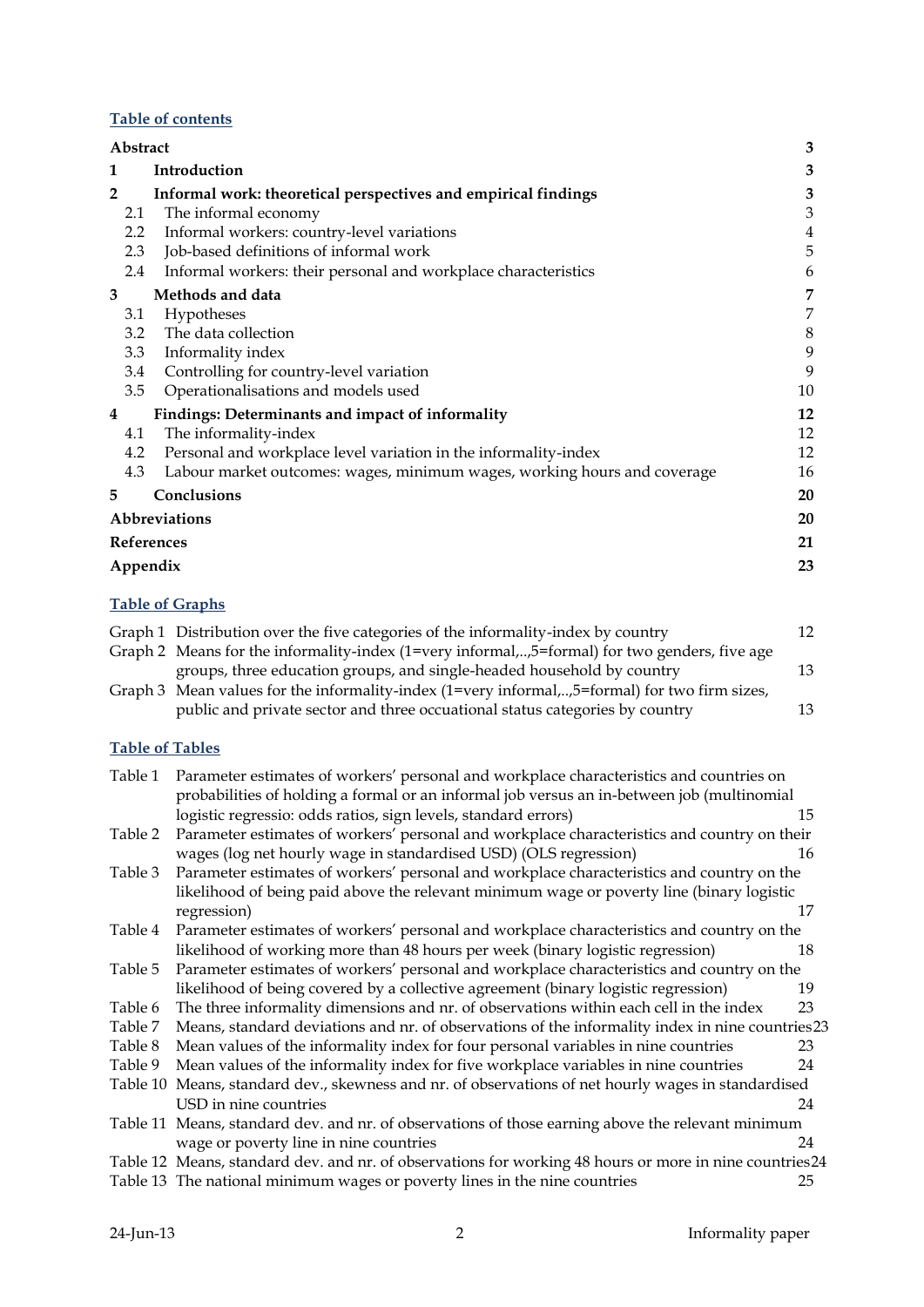**Table of contents**

| | | |
|---|---|---|
| **Abstract** | | **3** |
| **1** | **Introduction** | **3** |
| **2** | **Informal work: theoretical perspectives and empirical findings** | **3** |
| 2.1 | The informal economy | 3 |
| 2.2 | Informal workers: country-level variations | 4 |
| 2.3 | Job-based definitions of informal work | 5 |
| 2.4 | Informal workers: their personal and workplace characteristics | 6 |
| **3** | **Methods and data** | **7** |
| 3.1 | Hypotheses | 7 |
| 3.2 | The data collection | 8 |
| 3.3 | Informality index | 9 |
| 3.4 | Controlling for country-level variation | 9 |
| 3.5 | Operationalisations and models used | 10 |
| **4** | **Findings: Determinants and impact of informality** | **12** |
| 4.1 | The informality-index | 12 |
| 4.2 | Personal and workplace level variation in the informality-index | 12 |
| 4.3 | Labour market outcomes: wages, minimum wages, working hours and coverage | 16 |
| **5** | **Conclusions** | **20** |
| **Abbreviations** | | **20** |
| **References** | | **21** |
| **Appendix** | | **23** |

**Table of Graphs**

| | | |
|---|---|---|
| Graph 1 | Distribution over the five categories of the informality-index by country | 12 |
| Graph 2 | Means for the informality-index (1=very informal,..,5=formal) for two genders, five age groups, three education groups, and single-headed household by country | 13 |
| Graph 3 | Mean values for the informality-index (1=very informal,..,5=formal) for two firm sizes, public and private sector and three occuational status categories by country | 13 |

**Table of Tables**

| | | |
|---|---|---|
| Table 1 | Parameter estimates of workers' personal and workplace characteristics and countries on probabilities of holding a formal or an informal job versus an in-between job (multinomial logistic regressio: odds ratios, sign levels, standard errors) | 15 |
| Table 2 | Parameter estimates of workers' personal and workplace characteristics and country on their wages (log net hourly wage in standardised USD) (OLS regression) | 16 |
| Table 3 | Parameter estimates of workers' personal and workplace characteristics and country on the likelihood of being paid above the relevant minimum wage or poverty line (binary logistic regression) | 17 |
| Table 4 | Parameter estimates of workers' personal and workplace characteristics and country on the likelihood of working more than 48 hours per week (binary logistic regression) | 18 |
| Table 5 | Parameter estimates of workers' personal and workplace characteristics and country on the likelihood of being covered by a collective agreement (binary logistic regression) | 19 |
| Table 6 | The three informality dimensions and nr. of observations within each cell in the index | 23 |
| Table 7 | Means, standard deviations and nr. of observations of the informality index in nine countries | 23 |
| Table 8 | Mean values of the informality index for four personal variables in nine countries | 23 |
| Table 9 | Mean values of the informality index for five workplace variables in nine countries | 24 |
| Table 10 | Means, standard dev., skewness and nr. of observations of net hourly wages in standardised USD in nine countries | 24 |
| Table 11 | Means, standard dev. and nr. of observations of those earning above the relevant minimum wage or poverty line in nine countries | 24 |
| Table 12 | Means, standard dev. and nr. of observations for working 48 hours or more in nine countries | 24 |
| Table 13 | The national minimum wages or poverty lines in the nine countries | 25 |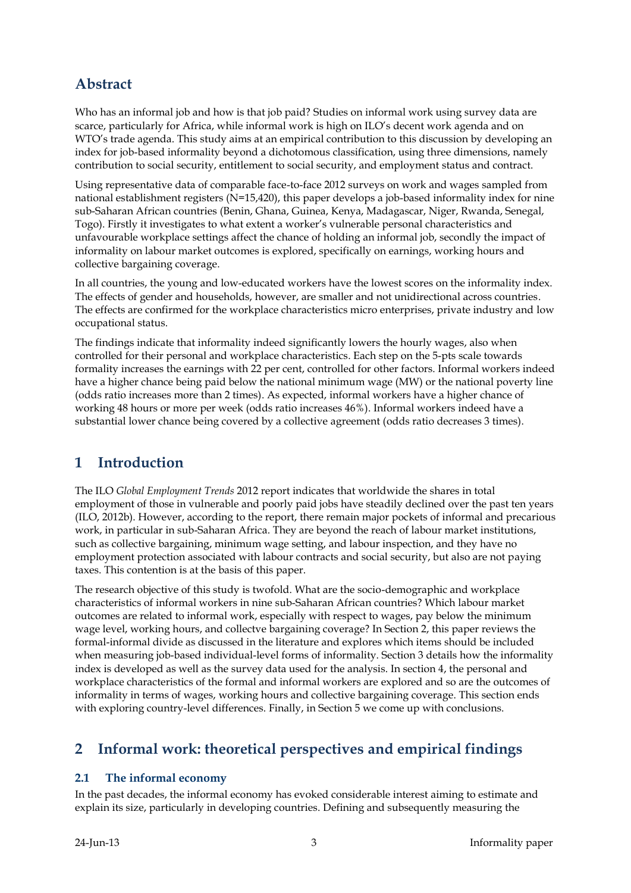## Abstract

Who has an informal job and how is that job paid? Studies on informal work using survey data are scarce, particularly for Africa, while informal work is high on ILO's decent work agenda and on WTO's trade agenda. This study aims at an empirical contribution to this discussion by developing an index for job-based informality beyond a dichotomous classification, using three dimensions, namely contribution to social security, entitlement to social security, and employment status and contract.

Using representative data of comparable face-to-face 2012 surveys on work and wages sampled from national establishment registers (N=15,420), this paper develops a job-based informality index for nine sub-Saharan African countries (Benin, Ghana, Guinea, Kenya, Madagascar, Niger, Rwanda, Senegal, Togo). Firstly it investigates to what extent a worker's vulnerable personal characteristics and unfavourable workplace settings affect the chance of holding an informal job, secondly the impact of informality on labour market outcomes is explored, specifically on earnings, working hours and collective bargaining coverage.

In all countries, the young and low-educated workers have the lowest scores on the informality index. The effects of gender and households, however, are smaller and not unidirectional across countries. The effects are confirmed for the workplace characteristics micro enterprises, private industry and low occupational status.

The findings indicate that informality indeed significantly lowers the hourly wages, also when controlled for their personal and workplace characteristics. Each step on the 5-pts scale towards formality increases the earnings with 22 per cent, controlled for other factors. Informal workers indeed have a higher chance being paid below the national minimum wage (MW) or the national poverty line (odds ratio increases more than 2 times). As expected, informal workers have a higher chance of working 48 hours or more per week (odds ratio increases 46%). Informal workers indeed have a substantial lower chance being covered by a collective agreement (odds ratio decreases 3 times).

# 1 Introduction

The ILO *Global Employment Trends* 2012 report indicates that worldwide the shares in total employment of those in vulnerable and poorly paid jobs have steadily declined over the past ten years (ILO, 2012b). However, according to the report, there remain major pockets of informal and precarious work, in particular in sub-Saharan Africa. They are beyond the reach of labour market institutions, such as collective bargaining, minimum wage setting, and labour inspection, and they have no employment protection associated with labour contracts and social security, but also are not paying taxes. This contention is at the basis of this paper.

The research objective of this study is twofold. What are the socio-demographic and workplace characteristics of informal workers in nine sub-Saharan African countries? Which labour market outcomes are related to informal work, especially with respect to wages, pay below the minimum wage level, working hours, and collectve bargaining coverage? In Section 2, this paper reviews the formal-informal divide as discussed in the literature and explores which items should be included when measuring job-based individual-level forms of informality. Section 3 details how the informality index is developed as well as the survey data used for the analysis. In section 4, the personal and workplace characteristics of the formal and informal workers are explored and so are the outcomes of informality in terms of wages, working hours and collective bargaining coverage. This section ends with exploring country-level differences. Finally, in Section 5 we come up with conclusions.

# 2 Informal work: theoretical perspectives and empirical findings

## 2.1 The informal economy

In the past decades, the informal economy has evoked considerable interest aiming to estimate and explain its size, particularly in developing countries. Defining and subsequently measuring the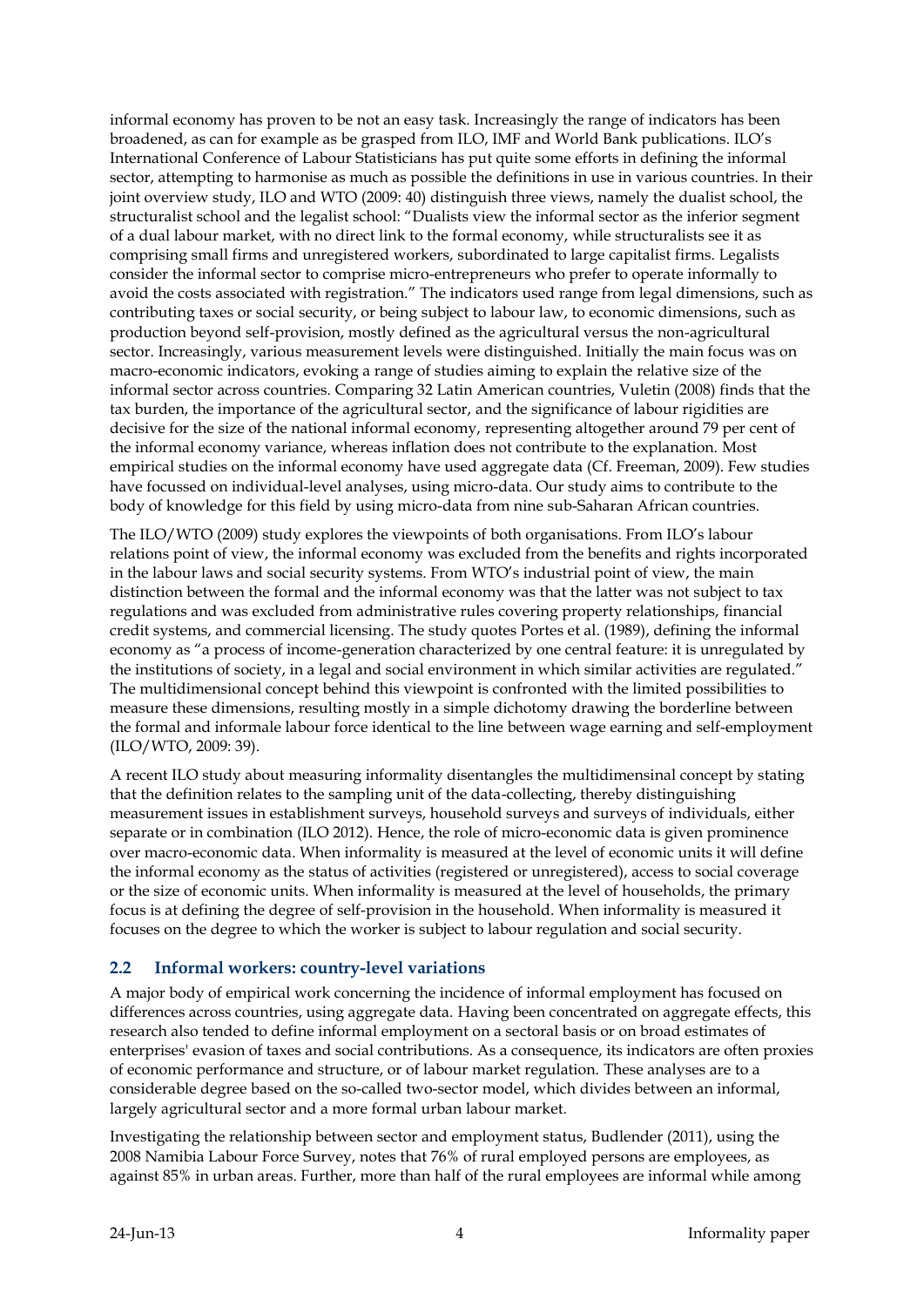informal economy has proven to be not an easy task. Increasingly the range of indicators has been broadened, as can for example as be grasped from ILO, IMF and World Bank publications. ILO's International Conference of Labour Statisticians has put quite some efforts in defining the informal sector, attempting to harmonise as much as possible the definitions in use in various countries. In their joint overview study, ILO and WTO (2009: 40) distinguish three views, namely the dualist school, the structuralist school and the legalist school: "Dualists view the informal sector as the inferior segment of a dual labour market, with no direct link to the formal economy, while structuralists see it as comprising small firms and unregistered workers, subordinated to large capitalist firms. Legalists consider the informal sector to comprise micro-entrepreneurs who prefer to operate informally to avoid the costs associated with registration." The indicators used range from legal dimensions, such as contributing taxes or social security, or being subject to labour law, to economic dimensions, such as production beyond self-provision, mostly defined as the agricultural versus the non-agricultural sector. Increasingly, various measurement levels were distinguished. Initially the main focus was on macro-economic indicators, evoking a range of studies aiming to explain the relative size of the informal sector across countries. Comparing 32 Latin American countries, Vuletin (2008) finds that the tax burden, the importance of the agricultural sector, and the significance of labour rigidities are decisive for the size of the national informal economy, representing altogether around 79 per cent of the informal economy variance, whereas inflation does not contribute to the explanation. Most empirical studies on the informal economy have used aggregate data (Cf. Freeman, 2009). Few studies have focussed on individual-level analyses, using micro-data. Our study aims to contribute to the body of knowledge for this field by using micro-data from nine sub-Saharan African countries.

The ILO/WTO (2009) study explores the viewpoints of both organisations. From ILO's labour relations point of view, the informal economy was excluded from the benefits and rights incorporated in the labour laws and social security systems. From WTO's industrial point of view, the main distinction between the formal and the informal economy was that the latter was not subject to tax regulations and was excluded from administrative rules covering property relationships, financial credit systems, and commercial licensing. The study quotes Portes et al. (1989), defining the informal economy as "a process of income-generation characterized by one central feature: it is unregulated by the institutions of society, in a legal and social environment in which similar activities are regulated." The multidimensional concept behind this viewpoint is confronted with the limited possibilities to measure these dimensions, resulting mostly in a simple dichotomy drawing the borderline between the formal and informale labour force identical to the line between wage earning and self-employment (ILO/WTO, 2009: 39).

A recent ILO study about measuring informality disentangles the multidimensinal concept by stating that the definition relates to the sampling unit of the data-collecting, thereby distinguishing measurement issues in establishment surveys, household surveys and surveys of individuals, either separate or in combination (ILO 2012). Hence, the role of micro-economic data is given prominence over macro-economic data. When informality is measured at the level of economic units it will define the informal economy as the status of activities (registered or unregistered), access to social coverage or the size of economic units. When informality is measured at the level of households, the primary focus is at defining the degree of self-provision in the household. When informality is measured it focuses on the degree to which the worker is subject to labour regulation and social security.

## 2.2 Informal workers: country-level variations

A major body of empirical work concerning the incidence of informal employment has focused on differences across countries, using aggregate data. Having been concentrated on aggregate effects, this research also tended to define informal employment on a sectoral basis or on broad estimates of enterprises' evasion of taxes and social contributions. As a consequence, its indicators are often proxies of economic performance and structure, or of labour market regulation. These analyses are to a considerable degree based on the so-called two-sector model, which divides between an informal, largely agricultural sector and a more formal urban labour market.

Investigating the relationship between sector and employment status, Budlender (2011), using the 2008 Namibia Labour Force Survey, notes that 76% of rural employed persons are employees, as against 85% in urban areas. Further, more than half of the rural employees are informal while among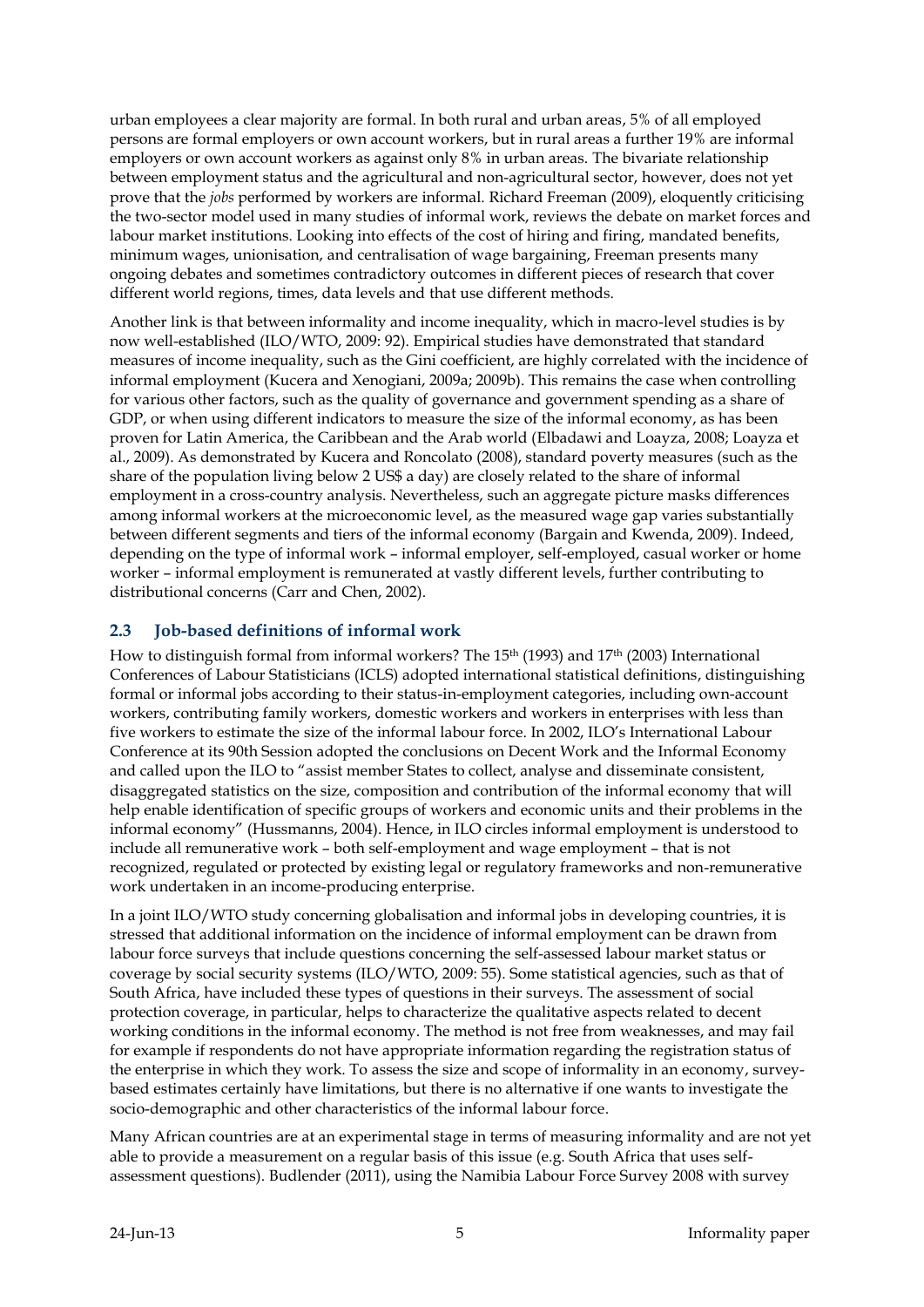urban employees a clear majority are formal. In both rural and urban areas, 5% of all employed persons are formal employers or own account workers, but in rural areas a further 19% are informal employers or own account workers as against only 8% in urban areas. The bivariate relationship between employment status and the agricultural and non-agricultural sector, however, does not yet prove that the *jobs* performed by workers are informal. Richard Freeman (2009), eloquently criticising the two-sector model used in many studies of informal work, reviews the debate on market forces and labour market institutions. Looking into effects of the cost of hiring and firing, mandated benefits, minimum wages, unionisation, and centralisation of wage bargaining, Freeman presents many ongoing debates and sometimes contradictory outcomes in different pieces of research that cover different world regions, times, data levels and that use different methods.

Another link is that between informality and income inequality, which in macro-level studies is by now well-established (ILO/WTO, 2009: 92). Empirical studies have demonstrated that standard measures of income inequality, such as the Gini coefficient, are highly correlated with the incidence of informal employment (Kucera and Xenogiani, 2009a; 2009b). This remains the case when controlling for various other factors, such as the quality of governance and government spending as a share of GDP, or when using different indicators to measure the size of the informal economy, as has been proven for Latin America, the Caribbean and the Arab world (Elbadawi and Loayza, 2008; Loayza et al., 2009). As demonstrated by Kucera and Roncolato (2008), standard poverty measures (such as the share of the population living below 2 US$ a day) are closely related to the share of informal employment in a cross-country analysis. Nevertheless, such an aggregate picture masks differences among informal workers at the microeconomic level, as the measured wage gap varies substantially between different segments and tiers of the informal economy (Bargain and Kwenda, 2009). Indeed, depending on the type of informal work – informal employer, self-employed, casual worker or home worker – informal employment is remunerated at vastly different levels, further contributing to distributional concerns (Carr and Chen, 2002).

## 2.3 Job-based definitions of informal work

How to distinguish formal from informal workers? The 15th (1993) and 17th (2003) International Conferences of Labour Statisticians (ICLS) adopted international statistical definitions, distinguishing formal or informal jobs according to their status-in-employment categories, including own-account workers, contributing family workers, domestic workers and workers in enterprises with less than five workers to estimate the size of the informal labour force. In 2002, ILO's International Labour Conference at its 90th Session adopted the conclusions on Decent Work and the Informal Economy and called upon the ILO to "assist member States to collect, analyse and disseminate consistent, disaggregated statistics on the size, composition and contribution of the informal economy that will help enable identification of specific groups of workers and economic units and their problems in the informal economy" (Hussmanns, 2004). Hence, in ILO circles informal employment is understood to include all remunerative work – both self-employment and wage employment – that is not recognized, regulated or protected by existing legal or regulatory frameworks and non-remunerative work undertaken in an income-producing enterprise.

In a joint ILO/WTO study concerning globalisation and informal jobs in developing countries, it is stressed that additional information on the incidence of informal employment can be drawn from labour force surveys that include questions concerning the self-assessed labour market status or coverage by social security systems (ILO/WTO, 2009: 55). Some statistical agencies, such as that of South Africa, have included these types of questions in their surveys. The assessment of social protection coverage, in particular, helps to characterize the qualitative aspects related to decent working conditions in the informal economy. The method is not free from weaknesses, and may fail for example if respondents do not have appropriate information regarding the registration status of the enterprise in which they work. To assess the size and scope of informality in an economy, survey-based estimates certainly have limitations, but there is no alternative if one wants to investigate the socio-demographic and other characteristics of the informal labour force.

Many African countries are at an experimental stage in terms of measuring informality and are not yet able to provide a measurement on a regular basis of this issue (e.g. South Africa that uses self-assessment questions). Budlender (2011), using the Namibia Labour Force Survey 2008 with survey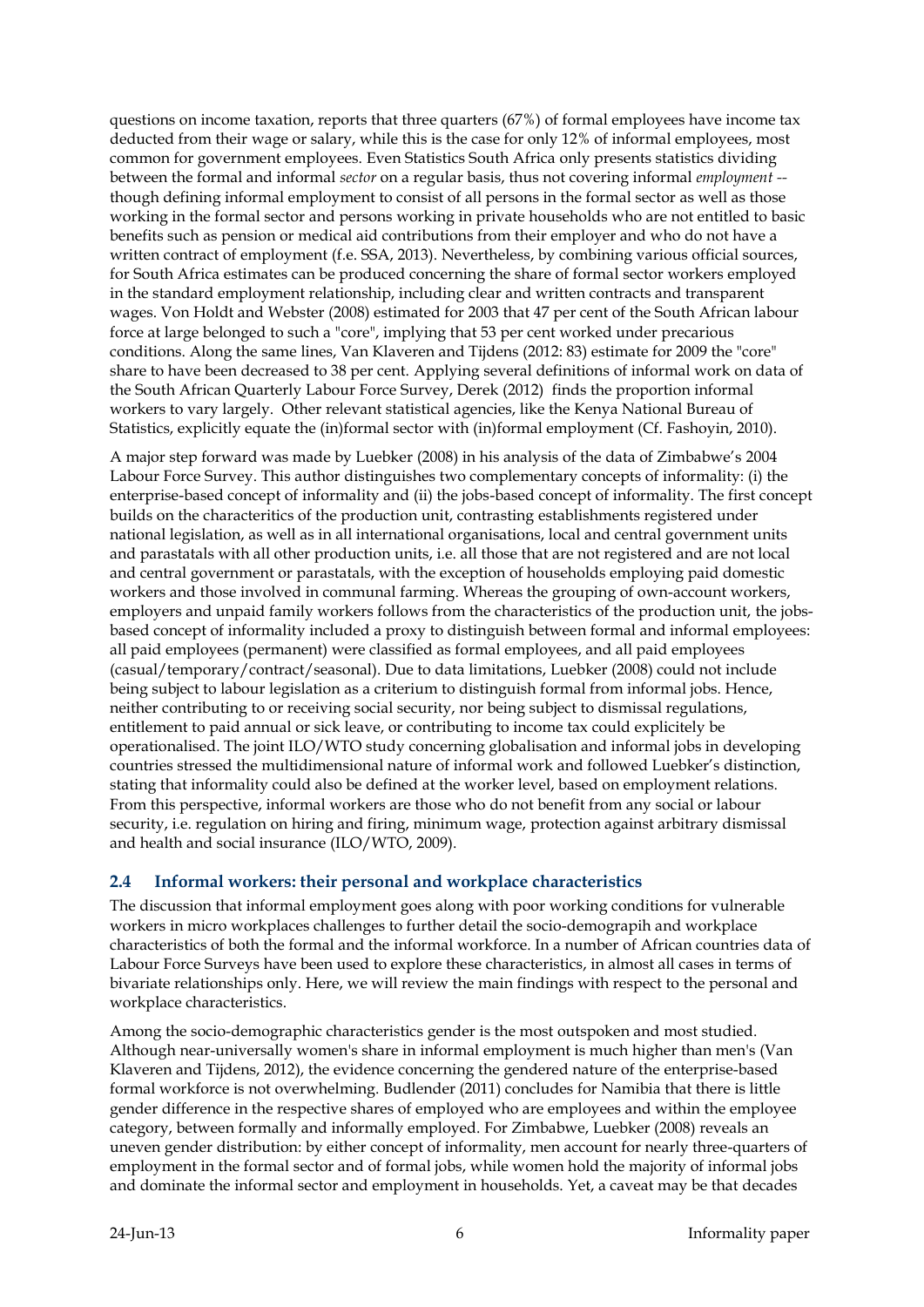questions on income taxation, reports that three quarters (67%) of formal employees have income tax deducted from their wage or salary, while this is the case for only 12% of informal employees, most common for government employees. Even Statistics South Africa only presents statistics dividing between the formal and informal *sector* on a regular basis, thus not covering informal *employment* -- though defining informal employment to consist of all persons in the formal sector as well as those working in the formal sector and persons working in private households who are not entitled to basic benefits such as pension or medical aid contributions from their employer and who do not have a written contract of employment (f.e. SSA, 2013). Nevertheless, by combining various official sources, for South Africa estimates can be produced concerning the share of formal sector workers employed in the standard employment relationship, including clear and written contracts and transparent wages. Von Holdt and Webster (2008) estimated for 2003 that 47 per cent of the South African labour force at large belonged to such a "core", implying that 53 per cent worked under precarious conditions. Along the same lines, Van Klaveren and Tijdens (2012: 83) estimate for 2009 the "core" share to have been decreased to 38 per cent. Applying several definitions of informal work on data of the South African Quarterly Labour Force Survey, Derek (2012) finds the proportion informal workers to vary largely. Other relevant statistical agencies, like the Kenya National Bureau of Statistics, explicitly equate the (in)formal sector with (in)formal employment (Cf. Fashoyin, 2010).

A major step forward was made by Luebker (2008) in his analysis of the data of Zimbabwe's 2004 Labour Force Survey. This author distinguishes two complementary concepts of informality: (i) the enterprise-based concept of informality and (ii) the jobs-based concept of informality. The first concept builds on the characteristics of the production unit, contrasting establishments registered under national legislation, as well as in all international organisations, local and central government units and parastatals with all other production units, i.e. all those that are not registered and are not local and central government or parastatals, with the exception of households employing paid domestic workers and those involved in communal farming. Whereas the grouping of own-account workers, employers and unpaid family workers follows from the characteristics of the production unit, the jobs-based concept of informality included a proxy to distinguish between formal and informal employees: all paid employees (permanent) were classified as formal employees, and all paid employees (casual/temporary/contract/seasonal). Due to data limitations, Luebker (2008) could not include being subject to labour legislation as a criterium to distinguish formal from informal jobs. Hence, neither contributing to or receiving social security, nor being subject to dismissal regulations, entitlement to paid annual or sick leave, or contributing to income tax could expliciteIy be operationalised. The joint ILO/WTO study concerning globalisation and informal jobs in developing countries stressed the multidimensional nature of informal work and followed Luebker's distinction, stating that informality could also be defined at the worker level, based on employment relations. From this perspective, informal workers are those who do not benefit from any social or labour security, i.e. regulation on hiring and firing, minimum wage, protection against arbitrary dismissal and health and social insurance (ILO/WTO, 2009).

## 2.4 Informal workers: their personal and workplace characteristics

The discussion that informal employment goes along with poor working conditions for vulnerable workers in micro workplaces challenges to further detail the socio-demograpih and workplace characteristics of both the formal and the informal workforce. In a number of African countries data of Labour Force Surveys have been used to explore these characteristics, in almost all cases in terms of bivariate relationships only. Here, we will review the main findings with respect to the personal and workplace characteristics.

Among the socio-demographic characteristics gender is the most outspoken and most studied. Although near-universally women's share in informal employment is much higher than men's (Van Klaveren and Tijdens, 2012), the evidence concerning the gendered nature of the enterprise-based formal workforce is not overwhelming. Budlender (2011) concludes for Namibia that there is little gender difference in the respective shares of employed who are employees and within the employee category, between formally and informally employed. For Zimbabwe, Luebker (2008) reveals an uneven gender distribution: by either concept of informality, men account for nearly three-quarters of employment in the formal sector and of formal jobs, while women hold the majority of informal jobs and dominate the informal sector and employment in households. Yet, a caveat may be that decades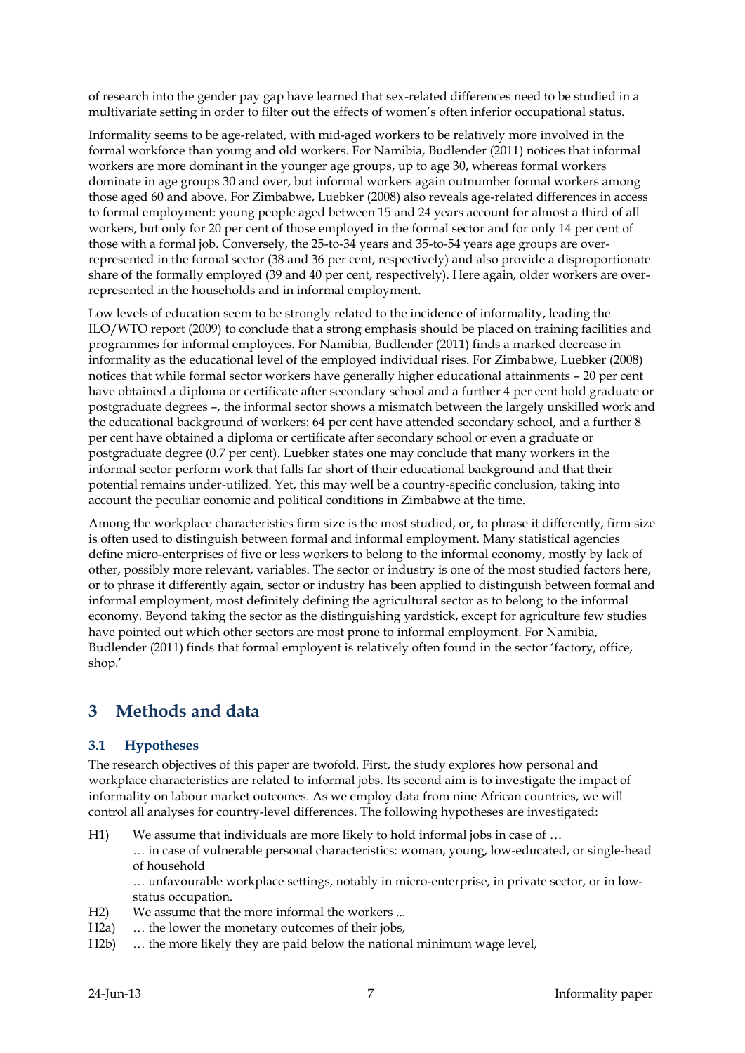of research into the gender pay gap have learned that sex-related differences need to be studied in a multivariate setting in order to filter out the effects of women's often inferior occupational status.

Informality seems to be age-related, with mid-aged workers to be relatively more involved in the formal workforce than young and old workers. For Namibia, Budlender (2011) notices that informal workers are more dominant in the younger age groups, up to age 30, whereas formal workers dominate in age groups 30 and over, but informal workers again outnumber formal workers among those aged 60 and above. For Zimbabwe, Luebker (2008) also reveals age-related differences in access to formal employment: young people aged between 15 and 24 years account for almost a third of all workers, but only for 20 per cent of those employed in the formal sector and for only 14 per cent of those with a formal job. Conversely, the 25-to-34 years and 35-to-54 years age groups are over-represented in the formal sector (38 and 36 per cent, respectively) and also provide a disproportionate share of the formally employed (39 and 40 per cent, respectively). Here again, older workers are over-represented in the households and in informal employment.

Low levels of education seem to be strongly related to the incidence of informality, leading the ILO/WTO report (2009) to conclude that a strong emphasis should be placed on training facilities and programmes for informal employees. For Namibia, Budlender (2011) finds a marked decrease in informality as the educational level of the employed individual rises. For Zimbabwe, Luebker (2008) notices that while formal sector workers have generally higher educational attainments – 20 per cent have obtained a diploma or certificate after secondary school and a further 4 per cent hold graduate or postgraduate degrees –, the informal sector shows a mismatch between the largely unskilled work and the educational background of workers: 64 per cent have attended secondary school, and a further 8 per cent have obtained a diploma or certificate after secondary school or even a graduate or postgraduate degree (0.7 per cent). Luebker states one may conclude that many workers in the informal sector perform work that falls far short of their educational background and that their potential remains under-utilized. Yet, this may well be a country-specific conclusion, taking into account the peculiar eonomic and political conditions in Zimbabwe at the time.

Among the workplace characteristics firm size is the most studied, or, to phrase it differently, firm size is often used to distinguish between formal and informal employment. Many statistical agencies define micro-enterprises of five or less workers to belong to the informal economy, mostly by lack of other, possibly more relevant, variables. The sector or industry is one of the most studied factors here, or to phrase it differently again, sector or industry has been applied to distinguish between formal and informal employment, most definitely defining the agricultural sector as to belong to the informal economy. Beyond taking the sector as the distinguishing yardstick, except for agriculture few studies have pointed out which other sectors are most prone to informal employment. For Namibia, Budlender (2011) finds that formal employent is relatively often found in the sector 'factory, office, shop.'

# 3 Methods and data

## 3.1 Hypotheses

The research objectives of this paper are twofold. First, the study explores how personal and workplace characteristics are related to informal jobs. Its second aim is to investigate the impact of informality on labour market outcomes. As we employ data from nine African countries, we will control all analyses for country-level differences. The following hypotheses are investigated:

H1) We assume that individuals are more likely to hold informal jobs in case of …
… in case of vulnerable personal characteristics: woman, young, low-educated, or single-head of household
… unfavourable workplace settings, notably in micro-enterprise, in private sector, or in low-status occupation.

H2) We assume that the more informal the workers ...

H2a) … the lower the monetary outcomes of their jobs,

H2b) … the more likely they are paid below the national minimum wage level,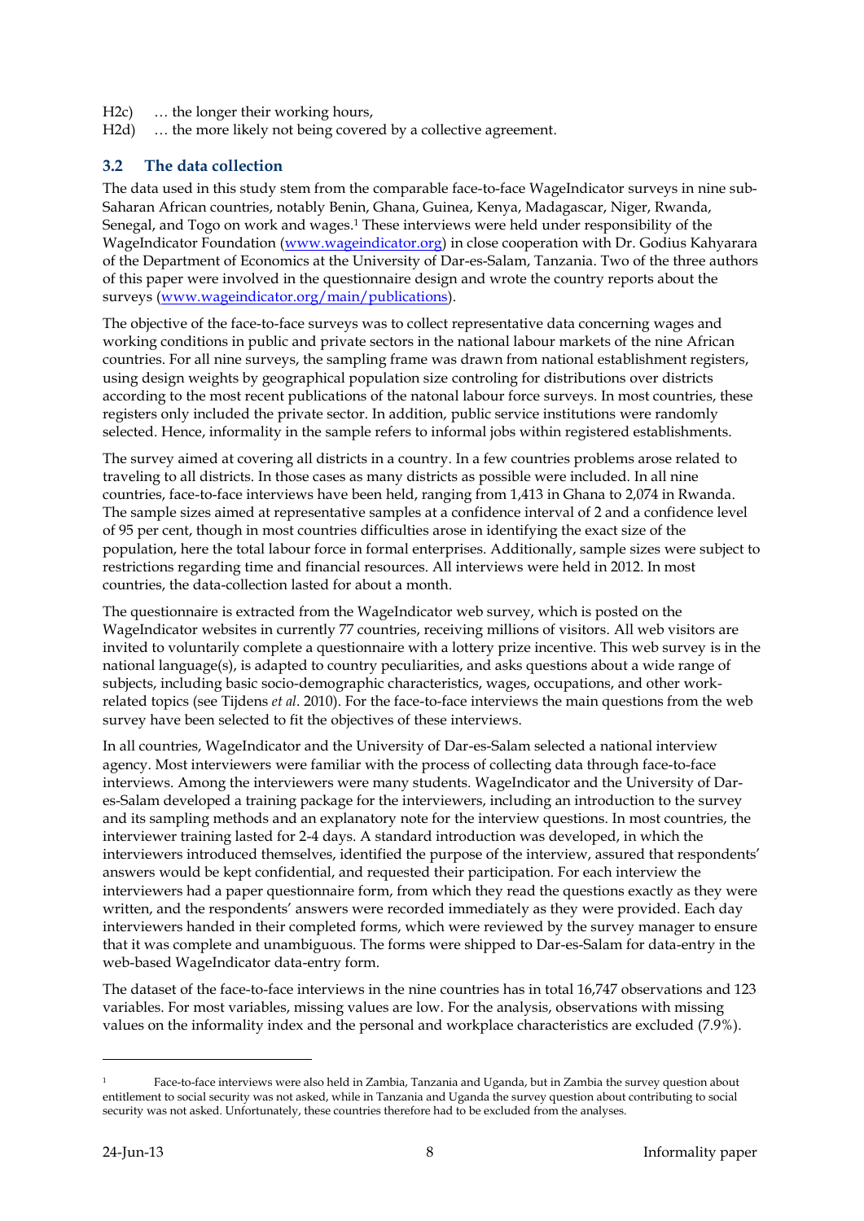H2c) … the longer their working hours,
H2d) … the more likely not being covered by a collective agreement.

## 3.2 The data collection

The data used in this study stem from the comparable face-to-face WageIndicator surveys in nine sub-Saharan African countries, notably Benin, Ghana, Guinea, Kenya, Madagascar, Niger, Rwanda, Senegal, and Togo on work and wages.[1] These interviews were held under responsibility of the WageIndicator Foundation (www.wageindicator.org) in close cooperation with Dr. Godius Kahyarara of the Department of Economics at the University of Dar-es-Salam, Tanzania. Two of the three authors of this paper were involved in the questionnaire design and wrote the country reports about the surveys (www.wageindicator.org/main/publications).

The objective of the face-to-face surveys was to collect representative data concerning wages and working conditions in public and private sectors in the national labour markets of the nine African countries. For all nine surveys, the sampling frame was drawn from national establishment registers, using design weights by geographical population size controling for distributions over districts according to the most recent publications of the natonal labour force surveys. In most countries, these registers only included the private sector. In addition, public service institutions were randomly selected. Hence, informality in the sample refers to informal jobs within registered establishments.

The survey aimed at covering all districts in a country. In a few countries problems arose related to traveling to all districts. In those cases as many districts as possible were included. In all nine countries, face-to-face interviews have been held, ranging from 1,413 in Ghana to 2,074 in Rwanda. The sample sizes aimed at representative samples at a confidence interval of 2 and a confidence level of 95 per cent, though in most countries difficulties arose in identifying the exact size of the population, here the total labour force in formal enterprises. Additionally, sample sizes were subject to restrictions regarding time and financial resources. All interviews were held in 2012. In most countries, the data-collection lasted for about a month.

The questionnaire is extracted from the WageIndicator web survey, which is posted on the WageIndicator websites in currently 77 countries, receiving millions of visitors. All web visitors are invited to voluntarily complete a questionnaire with a lottery prize incentive. This web survey is in the national language(s), is adapted to country peculiarities, and asks questions about a wide range of subjects, including basic socio-demographic characteristics, wages, occupations, and other work-related topics (see Tijdens *et al*. 2010). For the face-to-face interviews the main questions from the web survey have been selected to fit the objectives of these interviews.

In all countries, WageIndicator and the University of Dar-es-Salam selected a national interview agency. Most interviewers were familiar with the process of collecting data through face-to-face interviews. Among the interviewers were many students. WageIndicator and the University of Dar-es-Salam developed a training package for the interviewers, including an introduction to the survey and its sampling methods and an explanatory note for the interview questions. In most countries, the interviewer training lasted for 2-4 days. A standard introduction was developed, in which the interviewers introduced themselves, identified the purpose of the interview, assured that respondents' answers would be kept confidential, and requested their participation. For each interview the interviewers had a paper questionnaire form, from which they read the questions exactly as they were written, and the respondents' answers were recorded immediately as they were provided. Each day interviewers handed in their completed forms, which were reviewed by the survey manager to ensure that it was complete and unambiguous. The forms were shipped to Dar-es-Salam for data-entry in the web-based WageIndicator data-entry form.

The dataset of the face-to-face interviews in the nine countries has in total 16,747 observations and 123 variables. For most variables, missing values are low. For the analysis, observations with missing values on the informality index and the personal and workplace characteristics are excluded (7.9%).

---

[1] Face-to-face interviews were also held in Zambia, Tanzania and Uganda, but in Zambia the survey question about entitlement to social security was not asked, while in Tanzania and Uganda the survey question about contributing to social security was not asked. Unfortunately, these countries therefore had to be excluded from the analyses.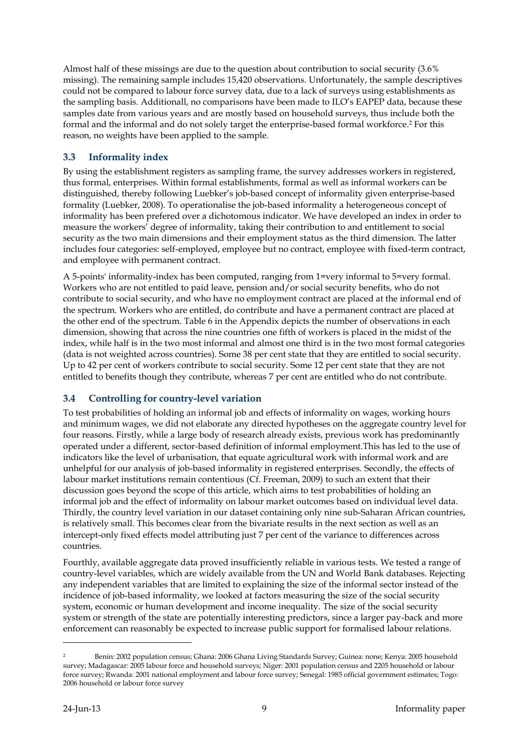Almost half of these missings are due to the question about contribution to social security (3.6% missing). The remaining sample includes 15,420 observations. Unfortunately, the sample descriptives could not be compared to labour force survey data, due to a lack of surveys using establishments as the sampling basis. Additionall, no comparisons have been made to ILO's EAPEP data, because these samples date from various years and are mostly based on household surveys, thus include both the formal and the informal and do not solely target the enterprise-based formal workforce.[2] For this reason, no weights have been applied to the sample.

### 3.3 Informality index

By using the establishment registers as sampling frame, the survey addresses workers in registered, thus formal, enterprises. Within formal establishments, formal as well as informal workers can be distinguished, thereby following Luebker's job-based concept of informality given enterprise-based formality (Luebker, 2008). To operationalise the job-based informality a heterogeneous concept of informality has been prefered over a dichotomous indicator. We have developed an index in order to measure the workers' degree of informality, taking their contribution to and entitlement to social security as the two main dimensions and their employment status as the third dimension. The latter includes four categories: self-employed, employee but no contract, employee with fixed-term contract, and employee with permanent contract.

A 5-points' informality-index has been computed, ranging from 1=very informal to 5=very formal. Workers who are not entitled to paid leave, pension and/or social security benefits, who do not contribute to social security, and who have no employment contract are placed at the informal end of the spectrum. Workers who are entitled, do contribute and have a permanent contract are placed at the other end of the spectrum. Table 6 in the Appendix depicts the number of observations in each dimension, showing that across the nine countries one fifth of workers is placed in the midst of the index, while half is in the two most informal and almost one third is in the two most formal categories (data is not weighted across countries). Some 38 per cent state that they are entitled to social security. Up to 42 per cent of workers contribute to social security. Some 12 per cent state that they are not entitled to benefits though they contribute, whereas 7 per cent are entitled who do not contribute.

### 3.4 Controlling for country-level variation

To test probabilities of holding an informal job and effects of informality on wages, working hours and minimum wages, we did not elaborate any directed hypotheses on the aggregate country level for four reasons. Firstly, while a large body of research already exists, previous work has predominantly operated under a different, sector-based definition of informal employment.This has led to the use of indicators like the level of urbanisation, that equate agricultural work with informal work and are unhelpful for our analysis of job-based informality in registered enterprises. Secondly, the effects of labour market institutions remain contentious (Cf. Freeman, 2009) to such an extent that their discussion goes beyond the scope of this article, which aims to test probabilities of holding an informal job and the effect of informality on labour market outcomes based on individual level data. Thirdly, the country level variation in our dataset containing only nine sub-Saharan African countries, is relatively small. This becomes clear from the bivariate results in the next section as well as an intercept-only fixed effects model attributing just 7 per cent of the variance to differences across countries.

Fourthly, available aggregate data proved insufficiently reliable in various tests. We tested a range of country-level variables, which are widely available from the UN and World Bank databases. Rejecting any independent variables that are limited to explaining the size of the informal sector instead of the incidence of job-based informality, we looked at factors measuring the size of the social security system, economic or human development and income inequality. The size of the social security system or strength of the state are potentially interesting predictors, since a larger pay-back and more enforcement can reasonably be expected to increase public support for formalised labour relations.

[2] Benin: 2002 population census; Ghana: 2006 Ghana Living Standards Survey; Guinea: none; Kenya: 2005 household survey; Madagascar: 2005 labour force and household surveys; Niger: 2001 population census and 2205 household or labour force survey; Rwanda: 2001 national employment and labour force survey; Senegal: 1985 official government estimates; Togo: 2006 household or labour force survey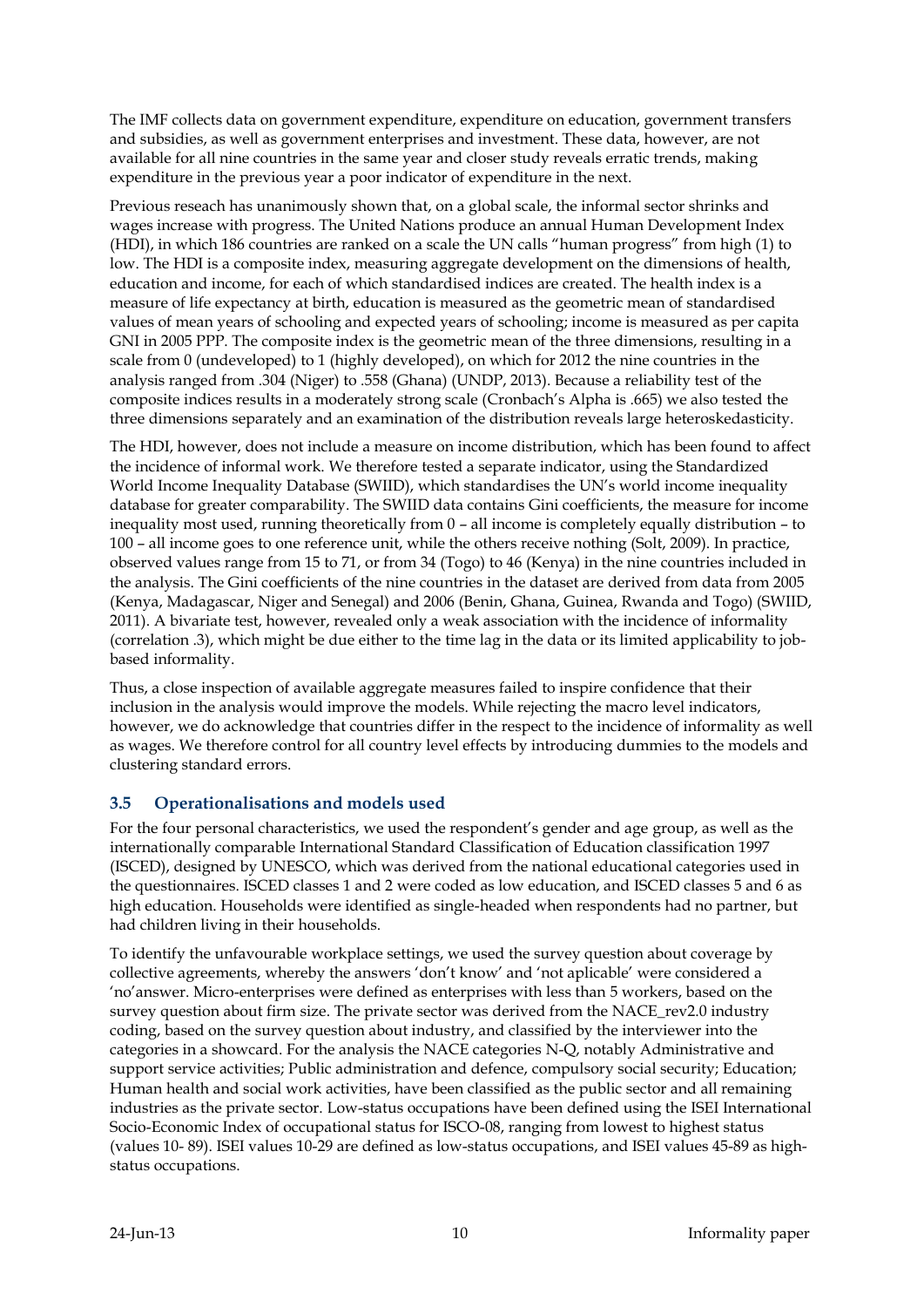The IMF collects data on government expenditure, expenditure on education, government transfers and subsidies, as well as government enterprises and investment. These data, however, are not available for all nine countries in the same year and closer study reveals erratic trends, making expenditure in the previous year a poor indicator of expenditure in the next.

Previous reseach has unanimously shown that, on a global scale, the informal sector shrinks and wages increase with progress. The United Nations produce an annual Human Development Index (HDI), in which 186 countries are ranked on a scale the UN calls "human progress" from high (1) to low. The HDI is a composite index, measuring aggregate development on the dimensions of health, education and income, for each of which standardised indices are created. The health index is a measure of life expectancy at birth, education is measured as the geometric mean of standardised values of mean years of schooling and expected years of schooling; income is measured as per capita GNI in 2005 PPP. The composite index is the geometric mean of the three dimensions, resulting in a scale from 0 (undeveloped) to 1 (highly developed), on which for 2012 the nine countries in the analysis ranged from .304 (Niger) to .558 (Ghana) (UNDP, 2013). Because a reliability test of the composite indices results in a moderately strong scale (Cronbach's Alpha is .665) we also tested the three dimensions separately and an examination of the distribution reveals large heteroskedasticity.

The HDI, however, does not include a measure on income distribution, which has been found to affect the incidence of informal work. We therefore tested a separate indicator, using the Standardized World Income Inequality Database (SWIID), which standardises the UN's world income inequality database for greater comparability. The SWIID data contains Gini coefficients, the measure for income inequality most used, running theoretically from 0 – all income is completely equally distribution – to 100 – all income goes to one reference unit, while the others receive nothing (Solt, 2009). In practice, observed values range from 15 to 71, or from 34 (Togo) to 46 (Kenya) in the nine countries included in the analysis. The Gini coefficients of the nine countries in the dataset are derived from data from 2005 (Kenya, Madagascar, Niger and Senegal) and 2006 (Benin, Ghana, Guinea, Rwanda and Togo) (SWIID, 2011). A bivariate test, however, revealed only a weak association with the incidence of informality (correlation .3), which might be due either to the time lag in the data or its limited applicability to job-based informality.

Thus, a close inspection of available aggregate measures failed to inspire confidence that their inclusion in the analysis would improve the models. While rejecting the macro level indicators, however, we do acknowledge that countries differ in the respect to the incidence of informality as well as wages. We therefore control for all country level effects by introducing dummies to the models and clustering standard errors.

### 3.5 Operationalisations and models used

For the four personal characteristics, we used the respondent's gender and age group, as well as the internationally comparable International Standard Classification of Education classification 1997 (ISCED), designed by UNESCO, which was derived from the national educational categories used in the questionnaires. ISCED classes 1 and 2 were coded as low education, and ISCED classes 5 and 6 as high education. Households were identified as single-headed when respondents had no partner, but had children living in their households.

To identify the unfavourable workplace settings, we used the survey question about coverage by collective agreements, whereby the answers 'don't know' and 'not aplicable' were considered a 'no'answer. Micro-enterprises were defined as enterprises with less than 5 workers, based on the survey question about firm size. The private sector was derived from the NACE_rev2.0 industry coding, based on the survey question about industry, and classified by the interviewer into the categories in a showcard. For the analysis the NACE categories N-Q, notably Administrative and support service activities; Public administration and defence, compulsory social security; Education; Human health and social work activities, have been classified as the public sector and all remaining industries as the private sector. Low-status occupations have been defined using the ISEI International Socio-Economic Index of occupational status for ISCO-08, ranging from lowest to highest status (values 10- 89). ISEI values 10-29 are defined as low-status occupations, and ISEI values 45-89 as high-status occupations.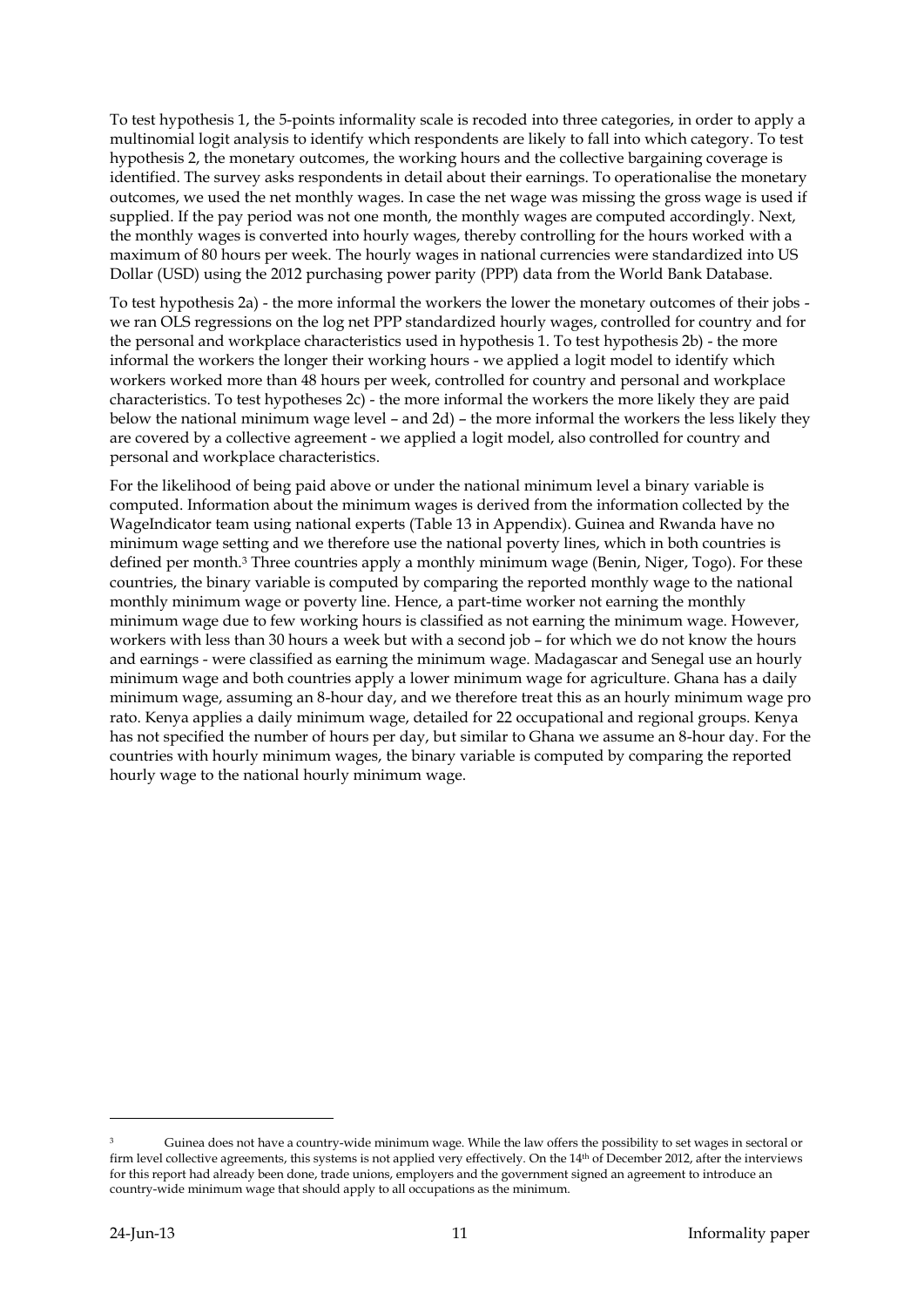To test hypothesis 1, the 5-points informality scale is recoded into three categories, in order to apply a multinomial logit analysis to identify which respondents are likely to fall into which category. To test hypothesis 2, the monetary outcomes, the working hours and the collective bargaining coverage is identified. The survey asks respondents in detail about their earnings. To operationalise the monetary outcomes, we used the net monthly wages. In case the net wage was missing the gross wage is used if supplied. If the pay period was not one month, the monthly wages are computed accordingly. Next, the monthly wages is converted into hourly wages, thereby controlling for the hours worked with a maximum of 80 hours per week. The hourly wages in national currencies were standardized into US Dollar (USD) using the 2012 purchasing power parity (PPP) data from the World Bank Database.

To test hypothesis 2a) - the more informal the workers the lower the monetary outcomes of their jobs - we ran OLS regressions on the log net PPP standardized hourly wages, controlled for country and for the personal and workplace characteristics used in hypothesis 1. To test hypothesis 2b) - the more informal the workers the longer their working hours - we applied a logit model to identify which workers worked more than 48 hours per week, controlled for country and personal and workplace characteristics. To test hypotheses 2c) - the more informal the workers the more likely they are paid below the national minimum wage level – and 2d) – the more informal the workers the less likely they are covered by a collective agreement - we applied a logit model, also controlled for country and personal and workplace characteristics.

For the likelihood of being paid above or under the national minimum level a binary variable is computed. Information about the minimum wages is derived from the information collected by the WageIndicator team using national experts (Table 13 in Appendix). Guinea and Rwanda have no minimum wage setting and we therefore use the national poverty lines, which in both countries is defined per month.[3] Three countries apply a monthly minimum wage (Benin, Niger, Togo). For these countries, the binary variable is computed by comparing the reported monthly wage to the national monthly minimum wage or poverty line. Hence, a part-time worker not earning the monthly minimum wage due to few working hours is classified as not earning the minimum wage. However, workers with less than 30 hours a week but with a second job – for which we do not know the hours and earnings - were classified as earning the minimum wage. Madagascar and Senegal use an hourly minimum wage and both countries apply a lower minimum wage for agriculture. Ghana has a daily minimum wage, assuming an 8-hour day, and we therefore treat this as an hourly minimum wage pro rato. Kenya applies a daily minimum wage, detailed for 22 occupational and regional groups. Kenya has not specified the number of hours per day, but similar to Ghana we assume an 8-hour day. For the countries with hourly minimum wages, the binary variable is computed by comparing the reported hourly wage to the national hourly minimum wage.

---

[3] Guinea does not have a country-wide minimum wage. While the law offers the possibility to set wages in sectoral or firm level collective agreements, this systems is not applied very effectively. On the 14th of December 2012, after the interviews for this report had already been done, trade unions, employers and the government signed an agreement to introduce an country-wide minimum wage that should apply to all occupations as the minimum.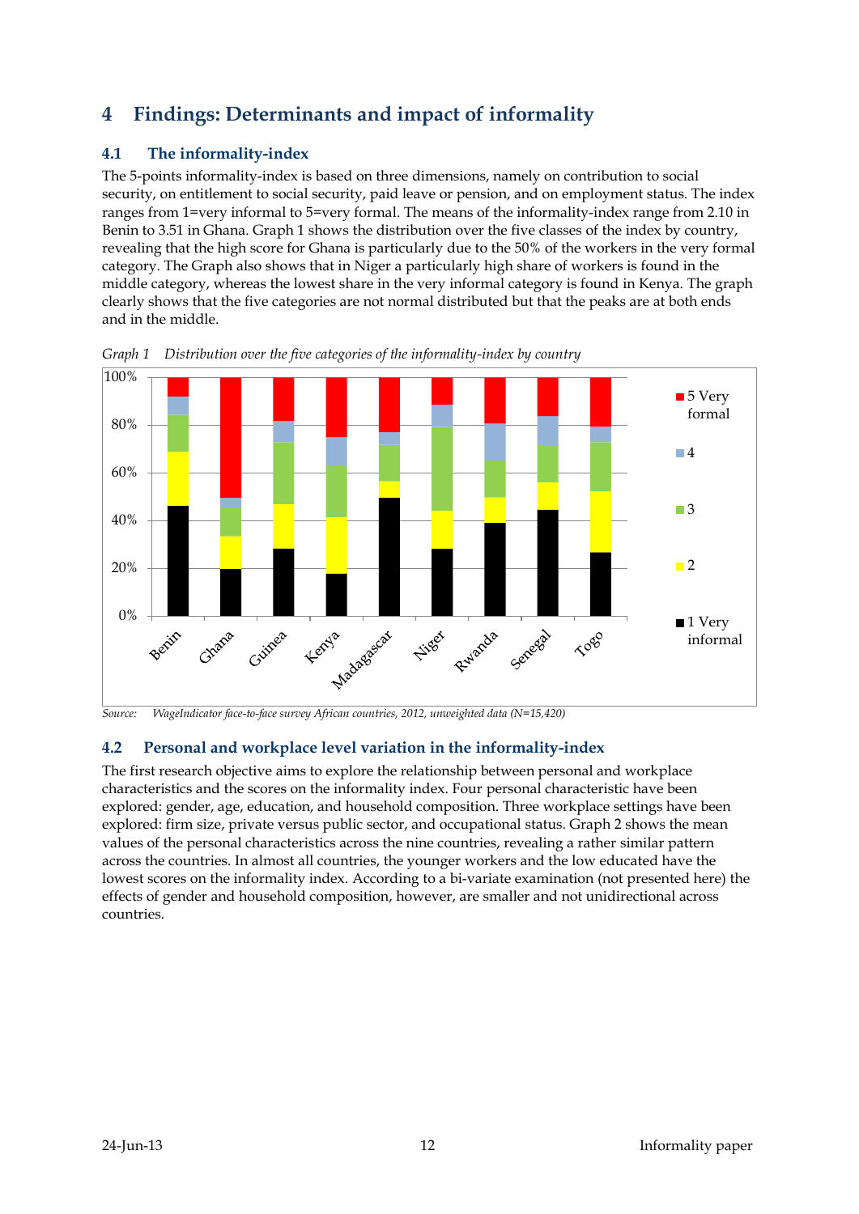# 4 Findings: Determinants and impact of informality

## 4.1 The informality-index

The 5-points informality-index is based on three dimensions, namely on contribution to social security, on entitlement to social security, paid leave or pension, and on employment status. The index ranges from 1=very informal to 5=very formal. The means of the informality-index range from 2.10 in Benin to 3.51 in Ghana. Graph 1 shows the distribution over the five classes of the index by country, revealing that the high score for Ghana is particularly due to the 50% of the workers in the very formal category. The Graph also shows that in Niger a particularly high share of workers is found in the middle category, whereas the lowest share in the very informal category is found in Kenya. The graph clearly shows that the five categories are not normal distributed but that the peaks are at both ends and in the middle.

*Graph 1 Distribution over the five categories of the informality-index by country*

*Source: WageIndicator face-to-face survey African countries, 2012, unweighted data (N=15,420)*

## 4.2 Personal and workplace level variation in the informality-index

The first research objective aims to explore the relationship between personal and workplace characteristics and the scores on the informality index. Four personal characteristic have been explored: gender, age, education, and household composition. Three workplace settings have been explored: firm size, private versus public sector, and occupational status. Graph 2 shows the mean values of the personal characteristics across the nine countries, revealing a rather similar pattern across the countries. In almost all countries, the younger workers and the low educated have the lowest scores on the informality index. According to a bi-variate examination (not presented here) the effects of gender and household composition, however, are smaller and not unidirectional across countries.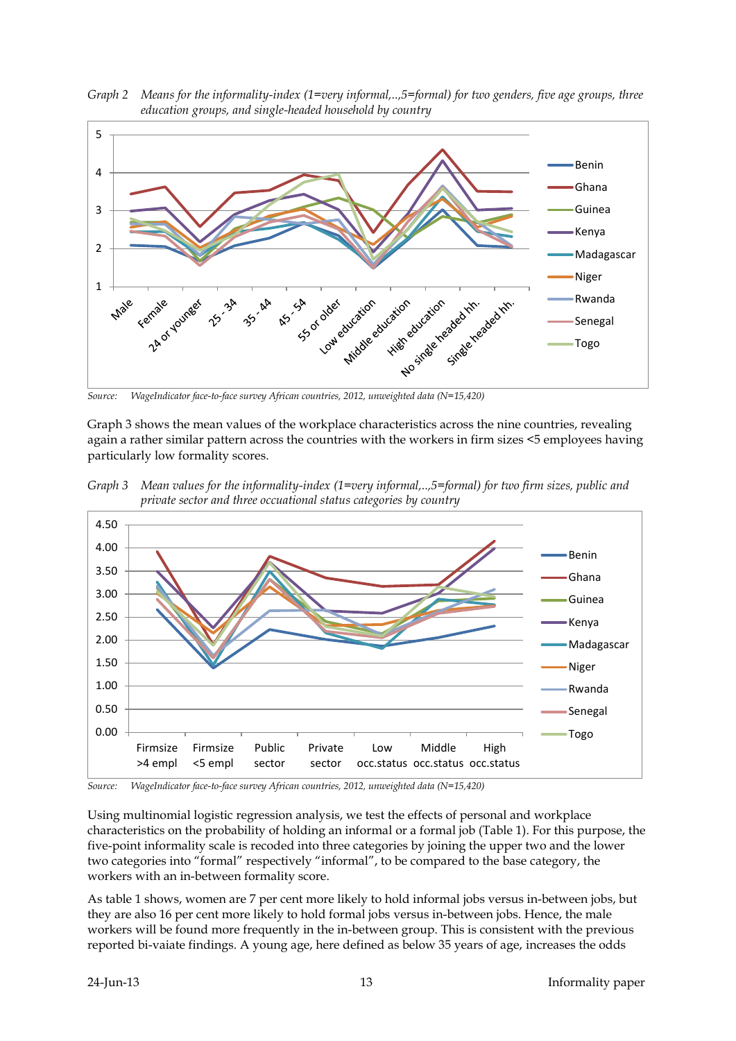*Graph 2 Means for the informality-index (1=very informal,..,5=formal) for two genders, five age groups, three education groups, and single-headed household by country*

Source: WageIndicator face-to-face survey African countries, 2012, unweighted data (N=15,420)

Graph 3 shows the mean values of the workplace characteristics across the nine countries, revealing again a rather similar pattern across the countries with the workers in firm sizes <5 employees having particularly low formality scores.

*Graph 3 Mean values for the informality-index (1=very informal,..,5=formal) for two firm sizes, public and private sector and three occuational status categories by country*

Source: WageIndicator face-to-face survey African countries, 2012, unweighted data (N=15,420)

Using multinomial logistic regression analysis, we test the effects of personal and workplace characteristics on the probability of holding an informal or a formal job (Table 1). For this purpose, the five-point informality scale is recoded into three categories by joining the upper two and the lower two categories into "formal" respectively "informal", to be compared to the base category, the workers with an in-between formality score.

As table 1 shows, women are 7 per cent more likely to hold informal jobs versus in-between jobs, but they are also 16 per cent more likely to hold formal jobs versus in-between jobs. Hence, the male workers will be found more frequently in the in-between group. This is consistent with the previous reported bi-vaiate findings. A young age, here defined as below 35 years of age, increases the odds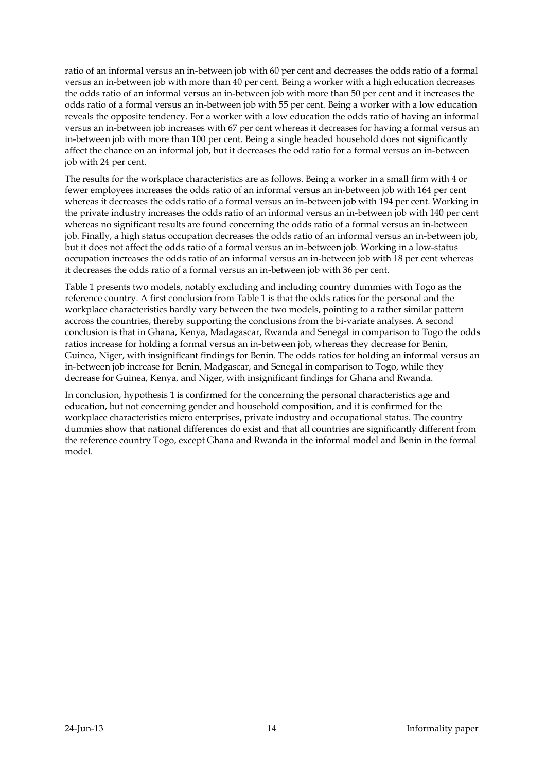ratio of an informal versus an in-between job with 60 per cent and decreases the odds ratio of a formal versus an in-between job with more than 40 per cent. Being a worker with a high education decreases the odds ratio of an informal versus an in-between job with more than 50 per cent and it increases the odds ratio of a formal versus an in-between job with 55 per cent. Being a worker with a low education reveals the opposite tendency. For a worker with a low education the odds ratio of having an informal versus an in-between job increases with 67 per cent whereas it decreases for having a formal versus an in-between job with more than 100 per cent. Being a single headed household does not significantly affect the chance on an informal job, but it decreases the odd ratio for a formal versus an in-between job with 24 per cent.

The results for the workplace characteristics are as follows. Being a worker in a small firm with 4 or fewer employees increases the odds ratio of an informal versus an in-between job with 164 per cent whereas it decreases the odds ratio of a formal versus an in-between job with 194 per cent. Working in the private industry increases the odds ratio of an informal versus an in-between job with 140 per cent whereas no significant results are found concerning the odds ratio of a formal versus an in-between job. Finally, a high status occupation decreases the odds ratio of an informal versus an in-between job, but it does not affect the odds ratio of a formal versus an in-between job. Working in a low-status occupation increases the odds ratio of an informal versus an in-between job with 18 per cent whereas it decreases the odds ratio of a formal versus an in-between job with 36 per cent.

Table 1 presents two models, notably excluding and including country dummies with Togo as the reference country. A first conclusion from Table 1 is that the odds ratios for the personal and the workplace characteristics hardly vary between the two models, pointing to a rather similar pattern accross the countries, thereby supporting the conclusions from the bi-variate analyses. A second conclusion is that in Ghana, Kenya, Madagascar, Rwanda and Senegal in comparison to Togo the odds ratios increase for holding a formal versus an in-between job, whereas they decrease for Benin, Guinea, Niger, with insignificant findings for Benin. The odds ratios for holding an informal versus an in-between job increase for Benin, Madgascar, and Senegal in comparison to Togo, while they decrease for Guinea, Kenya, and Niger, with insignificant findings for Ghana and Rwanda.

In conclusion, hypothesis 1 is confirmed for the concerning the personal characteristics age and education, but not concerning gender and household composition, and it is confirmed for the workplace characteristics micro enterprises, private industry and occupational status. The country dummies show that national differences do exist and that all countries are significantly different from the reference country Togo, except Ghana and Rwanda in the informal model and Benin in the formal model.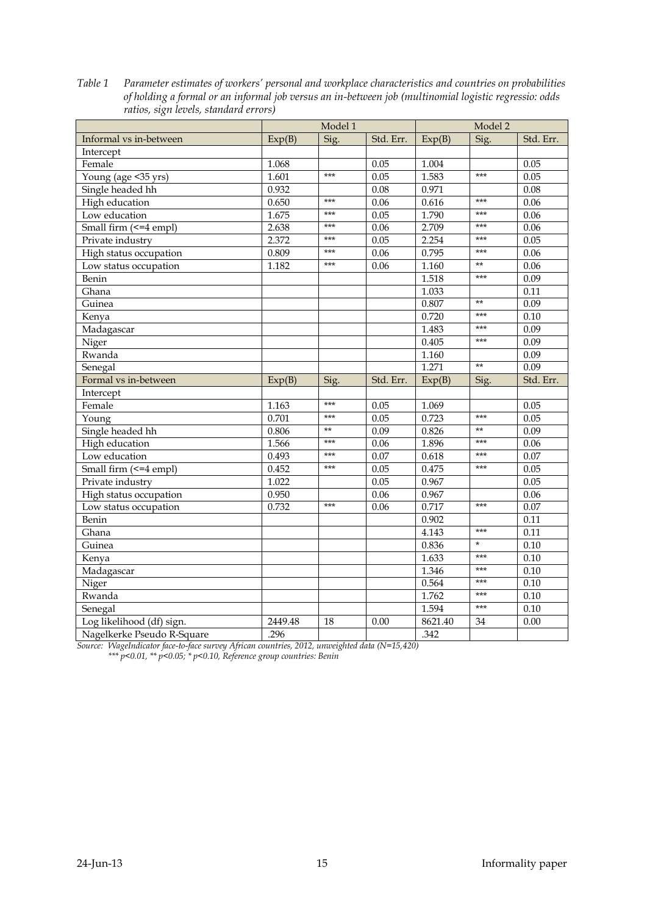*Table 1 Parameter estimates of workers' personal and workplace characteristics and countries on probabilities of holding a formal or an informal job versus an in-between job (multinomial logistic regressio: odds ratios, sign levels, standard errors)*

| | Model 1 | | | Model 2 | | |
|---|---|---|---|---|---|---|
| Informal vs in-between | Exp(B) | Sig. | Std. Err. | Exp(B) | Sig. | Std. Err. |
| Intercept | | | | | | |
| Female | 1.068 | | 0.05 | 1.004 | | 0.05 |
| Young (age <35 yrs) | 1.601 | *** | 0.05 | 1.583 | *** | 0.05 |
| Single headed hh | 0.932 | | 0.08 | 0.971 | | 0.08 |
| High education | 0.650 | *** | 0.06 | 0.616 | *** | 0.06 |
| Low education | 1.675 | *** | 0.05 | 1.790 | *** | 0.06 |
| Small firm (<=4 empl) | 2.638 | *** | 0.06 | 2.709 | *** | 0.06 |
| Private industry | 2.372 | *** | 0.05 | 2.254 | *** | 0.05 |
| High status occupation | 0.809 | *** | 0.06 | 0.795 | *** | 0.06 |
| Low status occupation | 1.182 | *** | 0.06 | 1.160 | ** | 0.06 |
| Benin | | | | 1.518 | *** | 0.09 |
| Ghana | | | | 1.033 | | 0.11 |
| Guinea | | | | 0.807 | ** | 0.09 |
| Kenya | | | | 0.720 | *** | 0.10 |
| Madagascar | | | | 1.483 | *** | 0.09 |
| Niger | | | | 0.405 | *** | 0.09 |
| Rwanda | | | | 1.160 | | 0.09 |
| Senegal | | | | 1.271 | ** | 0.09 |
| Formal vs in-between | Exp(B) | Sig. | Std. Err. | Exp(B) | Sig. | Std. Err. |
| Intercept | | | | | | |
| Female | 1.163 | *** | 0.05 | 1.069 | | 0.05 |
| Young | 0.701 | *** | 0.05 | 0.723 | *** | 0.05 |
| Single headed hh | 0.806 | ** | 0.09 | 0.826 | ** | 0.09 |
| High education | 1.566 | *** | 0.06 | 1.896 | *** | 0.06 |
| Low education | 0.493 | *** | 0.07 | 0.618 | *** | 0.07 |
| Small firm (<=4 empl) | 0.452 | *** | 0.05 | 0.475 | *** | 0.05 |
| Private industry | 1.022 | | 0.05 | 0.967 | | 0.05 |
| High status occupation | 0.950 | | 0.06 | 0.967 | | 0.06 |
| Low status occupation | 0.732 | *** | 0.06 | 0.717 | *** | 0.07 |
| Benin | | | | 0.902 | | 0.11 |
| Ghana | | | | 4.143 | *** | 0.11 |
| Guinea | | | | 0.836 | * | 0.10 |
| Kenya | | | | 1.633 | *** | 0.10 |
| Madagascar | | | | 1.346 | *** | 0.10 |
| Niger | | | | 0.564 | *** | 0.10 |
| Rwanda | | | | 1.762 | *** | 0.10 |
| Senegal | | | | 1.594 | *** | 0.10 |
| Log likelihood (df) sign. | 2449.48 | 18 | 0.00 | 8621.40 | 34 | 0.00 |
| Nagelkerke Pseudo R-Square | .296 | | | .342 | | |

*Source: WageIndicator face-to-face survey African countries, 2012, unweighted data (N=15,420)*
*\*\*\* p<0.01, \*\* p<0.05; \* p<0.10, Reference group countries: Benin*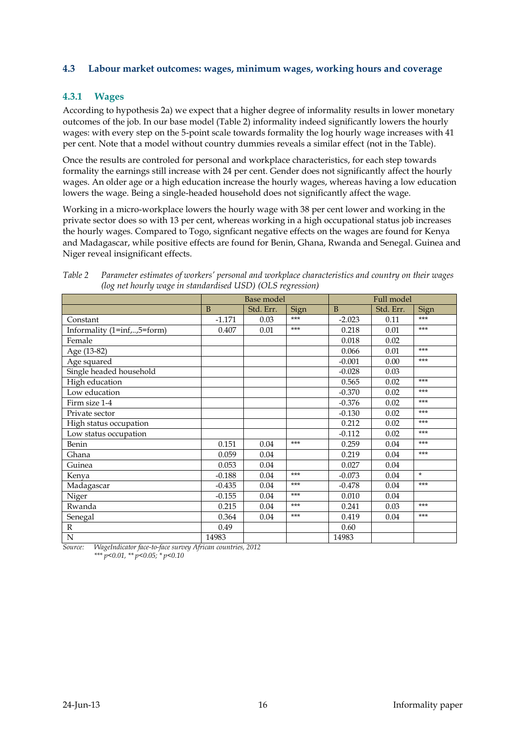### 4.3 Labour market outcomes: wages, minimum wages, working hours and coverage

#### 4.3.1 Wages

According to hypothesis 2a) we expect that a higher degree of informality results in lower monetary outcomes of the job. In our base model (Table 2) informality indeed significantly lowers the hourly wages: with every step on the 5-point scale towards formality the log hourly wage increases with 41 per cent. Note that a model without country dummies reveals a similar effect (not in the Table).

Once the results are controled for personal and workplace characteristics, for each step towards formality the earnings still increase with 24 per cent. Gender does not significantly affect the hourly wages. An older age or a high education increase the hourly wages, whereas having a low education lowers the wage. Being a single-headed household does not significantly affect the wage.

Working in a micro-workplace lowers the hourly wage with 38 per cent lower and working in the private sector does so with 13 per cent, whereas working in a high occupational status job increases the hourly wages. Compared to Togo, signficant negative effects on the wages are found for Kenya and Madagascar, while positive effects are found for Benin, Ghana, Rwanda and Senegal. Guinea and Niger reveal insignificant effects.

*Table 2 Parameter estimates of workers' personal and workplace characteristics and country on their wages (log net hourly wage in standardised USD) (OLS regression)*

| | Base model | | | Full model | | |
|---|---|---|---|---|---|---|
| | B | Std. Err. | Sign | B | Std. Err. | Sign |
| Constant | -1.171 | 0.03 | *** | -2.023 | 0.11 | *** |
| Informality (1=inf,..,5=form) | 0.407 | 0.01 | *** | 0.218 | 0.01 | *** |
| Female | | | | 0.018 | 0.02 | |
| Age (13-82) | | | | 0.066 | 0.01 | *** |
| Age squared | | | | -0.001 | 0.00 | *** |
| Single headed household | | | | -0.028 | 0.03 | |
| High education | | | | 0.565 | 0.02 | *** |
| Low education | | | | -0.370 | 0.02 | *** |
| Firm size 1-4 | | | | -0.376 | 0.02 | *** |
| Private sector | | | | -0.130 | 0.02 | *** |
| High status occupation | | | | 0.212 | 0.02 | *** |
| Low status occupation | | | | -0.112 | 0.02 | *** |
| Benin | 0.151 | 0.04 | *** | 0.259 | 0.04 | *** |
| Ghana | 0.059 | 0.04 | | 0.219 | 0.04 | *** |
| Guinea | 0.053 | 0.04 | | 0.027 | 0.04 | |
| Kenya | -0.188 | 0.04 | *** | -0.073 | 0.04 | * |
| Madagascar | -0.435 | 0.04 | *** | -0.478 | 0.04 | *** |
| Niger | -0.155 | 0.04 | *** | 0.010 | 0.04 | |
| Rwanda | 0.215 | 0.04 | *** | 0.241 | 0.03 | *** |
| Senegal | 0.364 | 0.04 | *** | 0.419 | 0.04 | *** |
| R | 0.49 | | | 0.60 | | |
| N | 14983 | | | 14983 | | |

*Source: WageIndicator face-to-face survey African countries, 2012*
*\*\*\* $p<0.01$, \*\* $p<0.05$; \* $p<0.10$*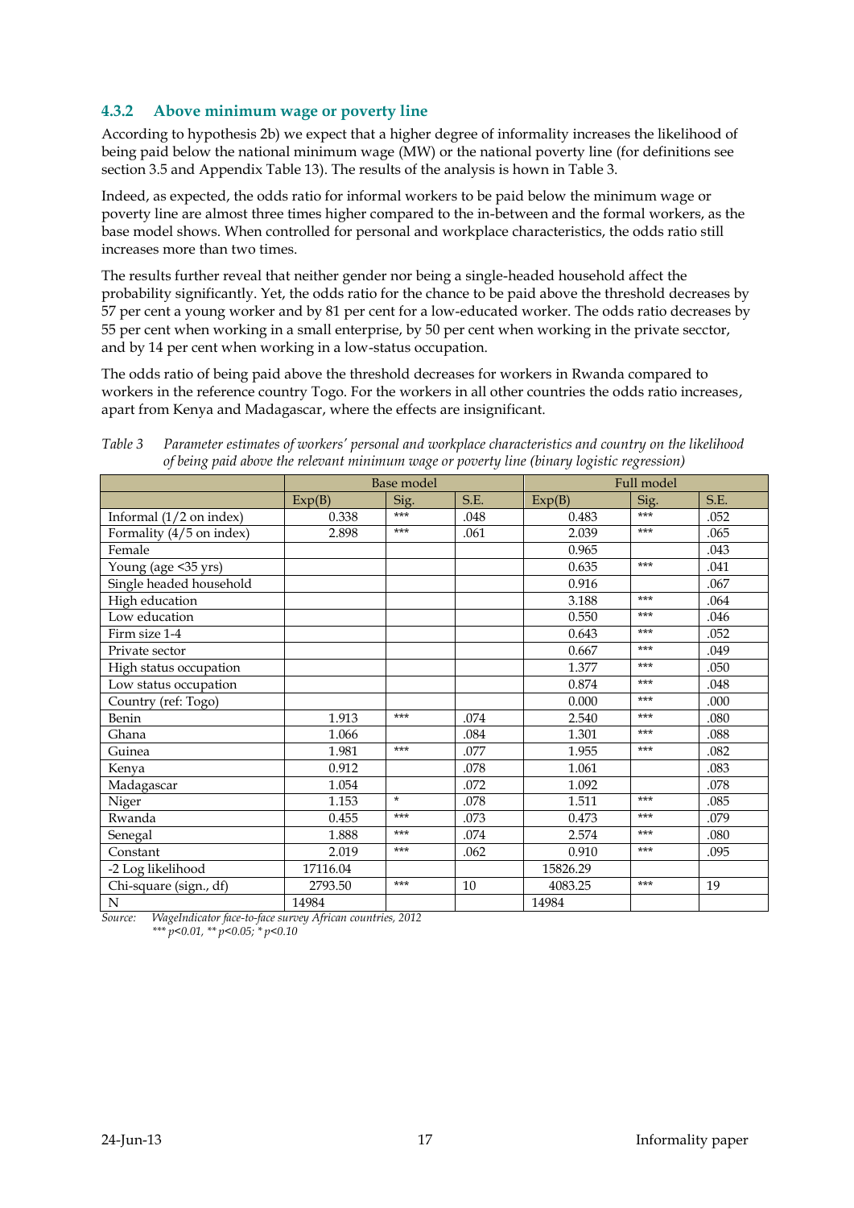### 4.3.2 Above minimum wage or poverty line

According to hypothesis 2b) we expect that a higher degree of informality increases the likelihood of being paid below the national minimum wage (MW) or the national poverty line (for definitions see section 3.5 and Appendix Table 13). The results of the analysis is hown in Table 3.

Indeed, as expected, the odds ratio for informal workers to be paid below the minimum wage or poverty line are almost three times higher compared to the in-between and the formal workers, as the base model shows. When controlled for personal and workplace characteristics, the odds ratio still increases more than two times.

The results further reveal that neither gender nor being a single-headed household affect the probability significantly. Yet, the odds ratio for the chance to be paid above the threshold decreases by 57 per cent a young worker and by 81 per cent for a low-educated worker. The odds ratio decreases by 55 per cent when working in a small enterprise, by 50 per cent when working in the private secctor, and by 14 per cent when working in a low-status occupation.

The odds ratio of being paid above the threshold decreases for workers in Rwanda compared to workers in the reference country Togo. For the workers in all other countries the odds ratio increases, apart from Kenya and Madagascar, where the effects are insignificant.

*Table 3 Parameter estimates of workers' personal and workplace characteristics and country on the likelihood of being paid above the relevant minimum wage or poverty line (binary logistic regression)*

| | Base model | | | Full model | | |
|---|---|---|---|---|---|---|
| | Exp(B) | Sig. | S.E. | Exp(B) | Sig. | S.E. |
| Informal (1/2 on index) | 0.338 | *** | .048 | 0.483 | *** | .052 |
| Formality (4/5 on index) | 2.898 | *** | .061 | 2.039 | *** | .065 |
| Female | | | | 0.965 | | .043 |
| Young (age <35 yrs) | | | | 0.635 | *** | .041 |
| Single headed household | | | | 0.916 | | .067 |
| High education | | | | 3.188 | *** | .064 |
| Low education | | | | 0.550 | *** | .046 |
| Firm size 1-4 | | | | 0.643 | *** | .052 |
| Private sector | | | | 0.667 | *** | .049 |
| High status occupation | | | | 1.377 | *** | .050 |
| Low status occupation | | | | 0.874 | *** | .048 |
| Country (ref: Togo) | | | | 0.000 | *** | .000 |
| Benin | 1.913 | *** | .074 | 2.540 | *** | .080 |
| Ghana | 1.066 | | .084 | 1.301 | *** | .088 |
| Guinea | 1.981 | *** | .077 | 1.955 | *** | .082 |
| Kenya | 0.912 | | .078 | 1.061 | | .083 |
| Madagascar | 1.054 | | .072 | 1.092 | | .078 |
| Niger | 1.153 | * | .078 | 1.511 | *** | .085 |
| Rwanda | 0.455 | *** | .073 | 0.473 | *** | .079 |
| Senegal | 1.888 | *** | .074 | 2.574 | *** | .080 |
| Constant | 2.019 | *** | .062 | 0.910 | *** | .095 |
| -2 Log likelihood | 17116.04 | | | 15826.29 | | |
| Chi-square (sign., df) | 2793.50 | *** | 10 | 4083.25 | *** | 19 |
| N | 14984 | | | 14984 | | |

*Source: WageIndicator face-to-face survey African countries, 2012*
*\*\*\* p<0.01, \*\* p<0.05; \* p<0.10*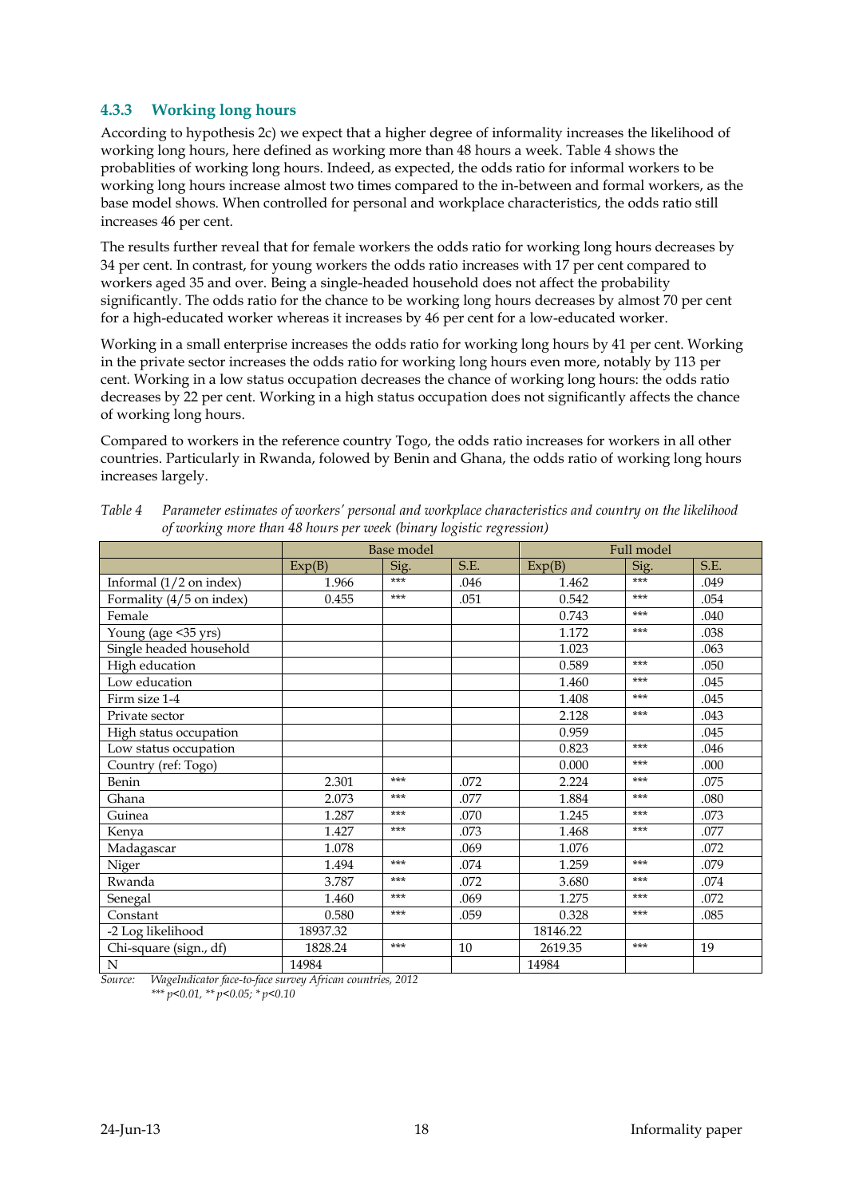### 4.3.3 Working long hours

According to hypothesis 2c) we expect that a higher degree of informality increases the likelihood of working long hours, here defined as working more than 48 hours a week. Table 4 shows the probablities of working long hours. Indeed, as expected, the odds ratio for informal workers to be working long hours increase almost two times compared to the in-between and formal workers, as the base model shows. When controlled for personal and workplace characteristics, the odds ratio still increases 46 per cent.

The results further reveal that for female workers the odds ratio for working long hours decreases by 34 per cent. In contrast, for young workers the odds ratio increases with 17 per cent compared to workers aged 35 and over. Being a single-headed household does not affect the probability significantly. The odds ratio for the chance to be working long hours decreases by almost 70 per cent for a high-educated worker whereas it increases by 46 per cent for a low-educated worker.

Working in a small enterprise increases the odds ratio for working long hours by 41 per cent. Working in the private sector increases the odds ratio for working long hours even more, notably by 113 per cent. Working in a low status occupation decreases the chance of working long hours: the odds ratio decreases by 22 per cent. Working in a high status occupation does not significantly affects the chance of working long hours.

Compared to workers in the reference country Togo, the odds ratio increases for workers in all other countries. Particularly in Rwanda, folowed by Benin and Ghana, the odds ratio of working long hours increases largely.

*Table 4 Parameter estimates of workers' personal and workplace characteristics and country on the likelihood of working more than 48 hours per week (binary logistic regression)*

| | Base model | | | Full model | | |
|---|---|---|---|---|---|---|
| | Exp(B) | Sig. | S.E. | Exp(B) | Sig. | S.E. |
| Informal (1/2 on index) | 1.966 | *** | .046 | 1.462 | *** | .049 |
| Formality (4/5 on index) | 0.455 | *** | .051 | 0.542 | *** | .054 |
| Female | | | | 0.743 | *** | .040 |
| Young (age <35 yrs) | | | | 1.172 | *** | .038 |
| Single headed household | | | | 1.023 | | .063 |
| High education | | | | 0.589 | *** | .050 |
| Low education | | | | 1.460 | *** | .045 |
| Firm size 1-4 | | | | 1.408 | *** | .045 |
| Private sector | | | | 2.128 | *** | .043 |
| High status occupation | | | | 0.959 | | .045 |
| Low status occupation | | | | 0.823 | *** | .046 |
| Country (ref: Togo) | | | | 0.000 | *** | .000 |
| Benin | 2.301 | *** | .072 | 2.224 | *** | .075 |
| Ghana | 2.073 | *** | .077 | 1.884 | *** | .080 |
| Guinea | 1.287 | *** | .070 | 1.245 | *** | .073 |
| Kenya | 1.427 | *** | .073 | 1.468 | *** | .077 |
| Madagascar | 1.078 | | .069 | 1.076 | | .072 |
| Niger | 1.494 | *** | .074 | 1.259 | *** | .079 |
| Rwanda | 3.787 | *** | .072 | 3.680 | *** | .074 |
| Senegal | 1.460 | *** | .069 | 1.275 | *** | .072 |
| Constant | 0.580 | *** | .059 | 0.328 | *** | .085 |
| -2 Log likelihood | 18937.32 | | | 18146.22 | | |
| Chi-square (sign., df) | 1828.24 | *** | 10 | 2619.35 | *** | 19 |
| N | 14984 | | | 14984 | | |

*Source: WageIndicator face-to-face survey African countries, 2012*
*\*\*\* p<0.01, \*\* p<0.05; \* p<0.10*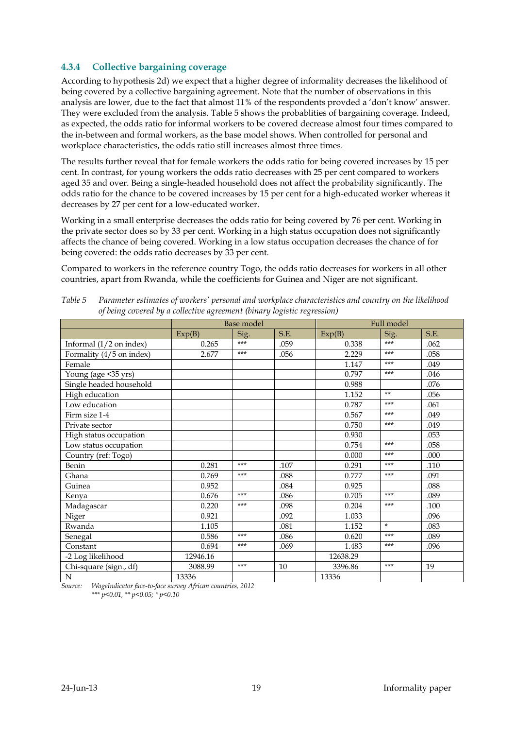### 4.3.4 Collective bargaining coverage

According to hypothesis 2d) we expect that a higher degree of informality decreases the likelihood of being covered by a collective bargaining agreement. Note that the number of observations in this analysis are lower, due to the fact that almost 11% of the respondents provded a 'don't know' answer. They were excluded from the analysis. Table 5 shows the probablities of bargaining coverage. Indeed, as expected, the odds ratio for informal workers to be covered decrease almost four times compared to the in-between and formal workers, as the base model shows. When controlled for personal and workplace characteristics, the odds ratio still increases almost three times.

The results further reveal that for female workers the odds ratio for being covered increases by 15 per cent. In contrast, for young workers the odds ratio decreases with 25 per cent compared to workers aged 35 and over. Being a single-headed household does not affect the probability significantly. The odds ratio for the chance to be covered increases by 15 per cent for a high-educated worker whereas it decreases by 27 per cent for a low-educated worker.

Working in a small enterprise decreases the odds ratio for being covered by 76 per cent. Working in the private sector does so by 33 per cent. Working in a high status occupation does not significantly affects the chance of being covered. Working in a low status occupation decreases the chance of for being covered: the odds ratio decreases by 33 per cent.

Compared to workers in the reference country Togo, the odds ratio decreases for workers in all other countries, apart from Rwanda, while the coefficients for Guinea and Niger are not significant.

*Table 5 Parameter estimates of workers' personal and workplace characteristics and country on the likelihood of being covered by a collective agreement (binary logistic regression)*

| | Base model | | | Full model | | |
|---|---|---|---|---|---|---|
| | Exp(B) | Sig. | S.E. | Exp(B) | Sig. | S.E. |
| Informal (1/2 on index) | 0.265 | *** | .059 | 0.338 | *** | .062 |
| Formality (4/5 on index) | 2.677 | *** | .056 | 2.229 | *** | .058 |
| Female | | | | 1.147 | *** | .049 |
| Young (age <35 yrs) | | | | 0.797 | *** | .046 |
| Single headed household | | | | 0.988 | | .076 |
| High education | | | | 1.152 | ** | .056 |
| Low education | | | | 0.787 | *** | .061 |
| Firm size 1-4 | | | | 0.567 | *** | .049 |
| Private sector | | | | 0.750 | *** | .049 |
| High status occupation | | | | 0.930 | | .053 |
| Low status occupation | | | | 0.754 | *** | .058 |
| Country (ref: Togo) | | | | 0.000 | *** | .000 |
| Benin | 0.281 | *** | .107 | 0.291 | *** | .110 |
| Ghana | 0.769 | *** | .088 | 0.777 | *** | .091 |
| Guinea | 0.952 | | .084 | 0.925 | | .088 |
| Kenya | 0.676 | *** | .086 | 0.705 | *** | .089 |
| Madagascar | 0.220 | *** | .098 | 0.204 | *** | .100 |
| Niger | 0.921 | | .092 | 1.033 | | .096 |
| Rwanda | 1.105 | | .081 | 1.152 | * | .083 |
| Senegal | 0.586 | *** | .086 | 0.620 | *** | .089 |
| Constant | 0.694 | *** | .069 | 1.483 | *** | .096 |
| -2 Log likelihood | 12946.16 | | | 12638.29 | | |
| Chi-square (sign., df) | 3088.99 | *** | 10 | 3396.86 | *** | 19 |
| N | 13336 | | | 13336 | | |

*Source: WageIndicator face-to-face survey African countries, 2012*
*\*\*\* p<0.01, \*\* p<0.05; \* p<0.10*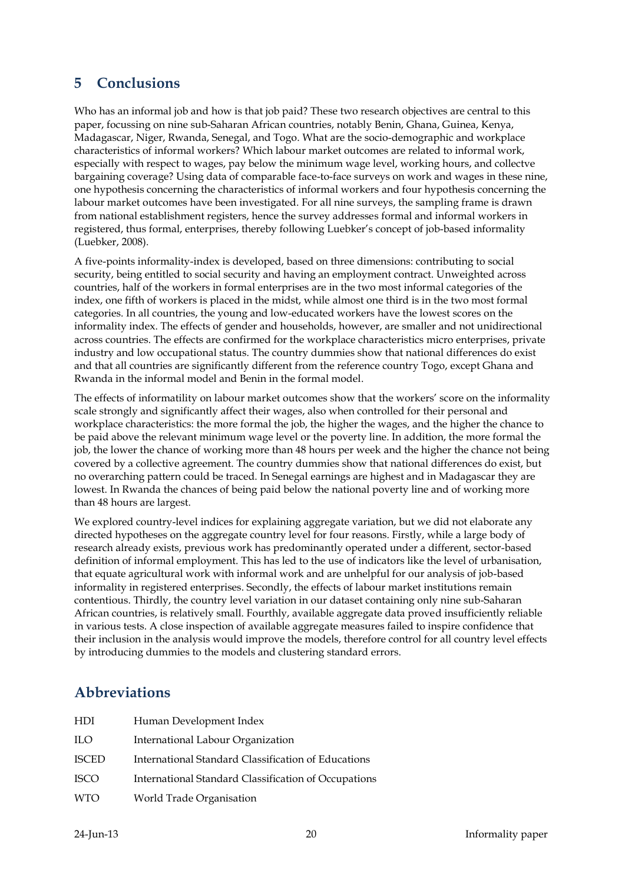## 5 Conclusions

Who has an informal job and how is that job paid? These two research objectives are central to this paper, focussing on nine sub-Saharan African countries, notably Benin, Ghana, Guinea, Kenya, Madagascar, Niger, Rwanda, Senegal, and Togo. What are the socio-demographic and workplace characteristics of informal workers? Which labour market outcomes are related to informal work, especially with respect to wages, pay below the minimum wage level, working hours, and collectve bargaining coverage? Using data of comparable face-to-face surveys on work and wages in these nine, one hypothesis concerning the characteristics of informal workers and four hypothesis concerning the labour market outcomes have been investigated. For all nine surveys, the sampling frame is drawn from national establishment registers, hence the survey addresses formal and informal workers in registered, thus formal, enterprises, thereby following Luebker's concept of job-based informality (Luebker, 2008).

A five-points informality-index is developed, based on three dimensions: contributing to social security, being entitled to social security and having an employment contract. Unweighted across countries, half of the workers in formal enterprises are in the two most informal categories of the index, one fifth of workers is placed in the midst, while almost one third is in the two most formal categories. In all countries, the young and low-educated workers have the lowest scores on the informality index. The effects of gender and households, however, are smaller and not unidirectional across countries. The effects are confirmed for the workplace characteristics micro enterprises, private industry and low occupational status. The country dummies show that national differences do exist and that all countries are significantly different from the reference country Togo, except Ghana and Rwanda in the informal model and Benin in the formal model.

The effects of informatility on labour market outcomes show that the workers' score on the informality scale strongly and significantly affect their wages, also when controlled for their personal and workplace characteristics: the more formal the job, the higher the wages, and the higher the chance to be paid above the relevant minimum wage level or the poverty line. In addition, the more formal the job, the lower the chance of working more than 48 hours per week and the higher the chance not being covered by a collective agreement. The country dummies show that national differences do exist, but no overarching pattern could be traced. In Senegal earnings are highest and in Madagascar they are lowest. In Rwanda the chances of being paid below the national poverty line and of working more than 48 hours are largest.

We explored country-level indices for explaining aggregate variation, but we did not elaborate any directed hypotheses on the aggregate country level for four reasons. Firstly, while a large body of research already exists, previous work has predominantly operated under a different, sector-based definition of informal employment. This has led to the use of indicators like the level of urbanisation, that equate agricultural work with informal work and are unhelpful for our analysis of job-based informality in registered enterprises. Secondly, the effects of labour market institutions remain contentious. Thirdly, the country level variation in our dataset containing only nine sub-Saharan African countries, is relatively small. Fourthly, available aggregate data proved insufficiently reliable in various tests. A close inspection of available aggregate measures failed to inspire confidence that their inclusion in the analysis would improve the models, therefore control for all country level effects by introducing dummies to the models and clustering standard errors.

## Abbreviations

| | |
|---|---|
| HDI | Human Development Index |
| ILO | International Labour Organization |
| ISCED | International Standard Classification of Educations |
| ISCO | International Standard Classification of Occupations |
| WTO | World Trade Organisation |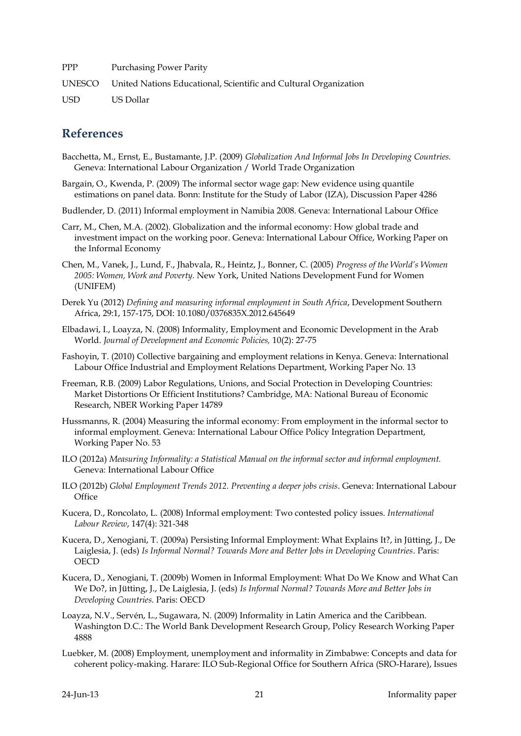| | |
|---|---|
| PPP | Purchasing Power Parity |
| UNESCO | United Nations Educational, Scientific and Cultural Organization |
| USD | US Dollar |

## References

Bacchetta, M., Ernst, E., Bustamante, J.P. (2009) *Globalization And Informal Jobs In Developing Countries.* Geneva: International Labour Organization / World Trade Organization

Bargain, O., Kwenda, P. (2009) The informal sector wage gap: New evidence using quantile estimations on panel data. Bonn: Institute for the Study of Labor (IZA), Discussion Paper 4286

Budlender, D. (2011) Informal employment in Namibia 2008. Geneva: International Labour Office

Carr, M., Chen, M.A. (2002). Globalization and the informal economy: How global trade and investment impact on the working poor. Geneva: International Labour Office, Working Paper on the Informal Economy

Chen, M., Vanek, J., Lund, F., Jhabvala, R., Heintz, J., Bonner, C. (2005) *Progress of the World's Women 2005: Women, Work and Poverty.* New York, United Nations Development Fund for Women (UNIFEM)

Derek Yu (2012) *Defining and measuring informal employment in South Africa*, Development Southern Africa, 29:1, 157-175, DOI: 10.1080/0376835X.2012.645649

Elbadawi, I., Loayza, N. (2008) Informality, Employment and Economic Development in the Arab World. *Journal of Development and Economic Policies,* 10(2): 27-75

Fashoyin, T. (2010) Collective bargaining and employment relations in Kenya. Geneva: International Labour Office Industrial and Employment Relations Department, Working Paper No. 13

Freeman, R.B. (2009) Labor Regulations, Unions, and Social Protection in Developing Countries: Market Distortions Or Efficient Institutions? Cambridge, MA: National Bureau of Economic Research, NBER Working Paper 14789

Hussmanns, R. (2004) Measuring the informal economy: From employment in the informal sector to informal employment. Geneva: International Labour Office Policy Integration Department, Working Paper No. 53

ILO (2012a) *Measuring Informality: a Statistical Manual on the informal sector and informal employment.* Geneva: International Labour Office

ILO (2012b) *Global Employment Trends 2012. Preventing a deeper jobs crisis*. Geneva: International Labour Office

Kucera, D., Roncolato, L. (2008) Informal employment: Two contested policy issues. *International Labour Review*, 147(4): 321-348

Kucera, D., Xenogiani, T. (2009a) Persisting Informal Employment: What Explains It?, in Jütting, J., De Laiglesia, J. (eds) *Is Informal Normal? Towards More and Better Jobs in Developing Countries*. Paris: OECD

Kucera, D., Xenogiani, T. (2009b) Women in Informal Employment: What Do We Know and What Can We Do?, in Jütting, J., De Laiglesia, J. (eds) *Is Informal Normal? Towards More and Better Jobs in Developing Countries*. Paris: OECD

Loayza, N.V., Servén, L., Sugawara, N. (2009) Informality in Latin America and the Caribbean. Washington D.C.: The World Bank Development Research Group, Policy Research Working Paper 4888

Luebker, M. (2008) Employment, unemployment and informality in Zimbabwe: Concepts and data for coherent policy-making. Harare: ILO Sub-Regional Office for Southern Africa (SRO-Harare), Issues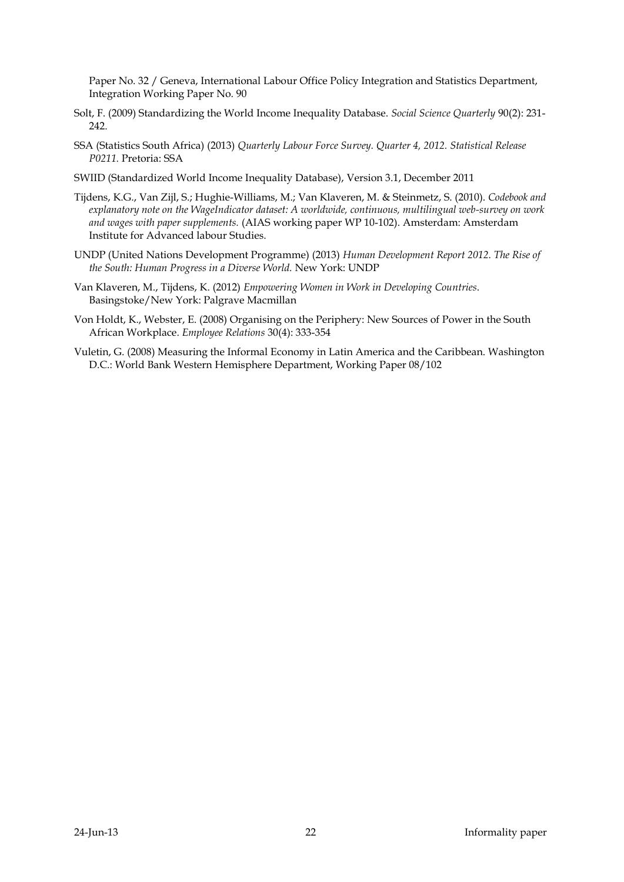Paper No. 32 / Geneva, International Labour Office Policy Integration and Statistics Department, Integration Working Paper No. 90

Solt, F. (2009) Standardizing the World Income Inequality Database. *Social Science Quarterly* 90(2): 231-242.

SSA (Statistics South Africa) (2013) *Quarterly Labour Force Survey. Quarter 4, 2012. Statistical Release P0211.* Pretoria: SSA

SWIID (Standardized World Income Inequality Database), Version 3.1, December 2011

Tijdens, K.G., Van Zijl, S.; Hughie-Williams, M.; Van Klaveren, M. & Steinmetz, S. (2010). *Codebook and explanatory note on the WageIndicator dataset: A worldwide, continuous, multilingual web-survey on work and wages with paper supplements.* (AIAS working paper WP 10-102). Amsterdam: Amsterdam Institute for Advanced labour Studies.

UNDP (United Nations Development Programme) (2013) *Human Development Report 2012. The Rise of the South: Human Progress in a Diverse World.* New York: UNDP

Van Klaveren, M., Tijdens, K. (2012) *Empowering Women in Work in Developing Countries*. Basingstoke/New York: Palgrave Macmillan

Von Holdt, K., Webster, E. (2008) Organising on the Periphery: New Sources of Power in the South African Workplace. *Employee Relations* 30(4): 333-354

Vuletin, G. (2008) Measuring the Informal Economy in Latin America and the Caribbean. Washington D.C.: World Bank Western Hemisphere Department, Working Paper 08/102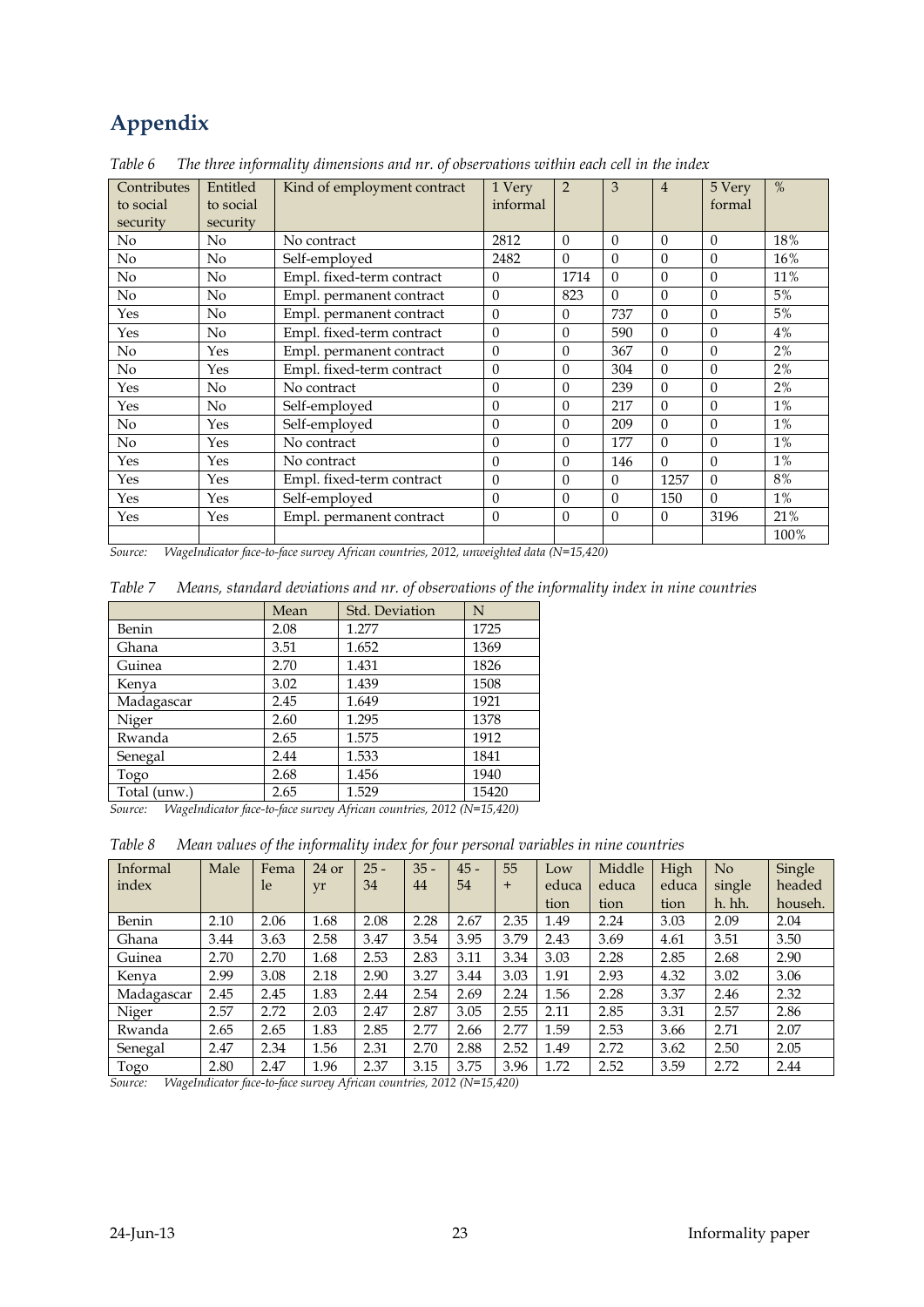# Appendix

*Table 6 The three informality dimensions and nr. of observations within each cell in the index*

| Contributes to social security | Entitled to social security | Kind of employment contract | 1 Very informal | 2 | 3 | 4 | 5 Very formal | % |
|---|---|---|---|---|---|---|---|---|
| No | No | No contract | 2812 | 0 | 0 | 0 | 0 | 18% |
| No | No | Self-employed | 2482 | 0 | 0 | 0 | 0 | 16% |
| No | No | Empl. fixed-term contract | 0 | 1714 | 0 | 0 | 0 | 11% |
| No | No | Empl. permanent contract | 0 | 823 | 0 | 0 | 0 | 5% |
| Yes | No | Empl. permanent contract | 0 | 0 | 737 | 0 | 0 | 5% |
| Yes | No | Empl. fixed-term contract | 0 | 0 | 590 | 0 | 0 | 4% |
| No | Yes | Empl. permanent contract | 0 | 0 | 367 | 0 | 0 | 2% |
| No | Yes | Empl. fixed-term contract | 0 | 0 | 304 | 0 | 0 | 2% |
| Yes | No | No contract | 0 | 0 | 239 | 0 | 0 | 2% |
| Yes | No | Self-employed | 0 | 0 | 217 | 0 | 0 | 1% |
| No | Yes | Self-employed | 0 | 0 | 209 | 0 | 0 | 1% |
| No | Yes | No contract | 0 | 0 | 177 | 0 | 0 | 1% |
| Yes | Yes | No contract | 0 | 0 | 146 | 0 | 0 | 1% |
| Yes | Yes | Empl. fixed-term contract | 0 | 0 | 0 | 1257 | 0 | 8% |
| Yes | Yes | Self-employed | 0 | 0 | 0 | 150 | 0 | 1% |
| Yes | Yes | Empl. permanent contract | 0 | 0 | 0 | 0 | 3196 | 21% |
| | | | | | | | | 100% |

Source: *WageIndicator face-to-face survey African countries, 2012, unweighted data (N=15,420)*

*Table 7 Means, standard deviations and nr. of observations of the informality index in nine countries*

| | Mean | Std. Deviation | N |
|---|---|---|---|
| Benin | 2.08 | 1.277 | 1725 |
| Ghana | 3.51 | 1.652 | 1369 |
| Guinea | 2.70 | 1.431 | 1826 |
| Kenya | 3.02 | 1.439 | 1508 |
| Madagascar | 2.45 | 1.649 | 1921 |
| Niger | 2.60 | 1.295 | 1378 |
| Rwanda | 2.65 | 1.575 | 1912 |
| Senegal | 2.44 | 1.533 | 1841 |
| Togo | 2.68 | 1.456 | 1940 |
| Total (unw.) | 2.65 | 1.529 | 15420 |

Source: *WageIndicator face-to-face survey African countries, 2012 (N=15,420)*

*Table 8 Mean values of the informality index for four personal variables in nine countries*

| Informal index | Male | Female | 24 or yr | 25 - 34 | 35 - 44 | 45 - 54 | 55 + | Low education | Middle education | High education | No single h. hh. | Single headed househ. |
|---|---|---|---|---|---|---|---|---|---|---|---|---|
| Benin | 2.10 | 2.06 | 1.68 | 2.08 | 2.28 | 2.67 | 2.35 | 1.49 | 2.24 | 3.03 | 2.09 | 2.04 |
| Ghana | 3.44 | 3.63 | 2.58 | 3.47 | 3.54 | 3.95 | 3.79 | 2.43 | 3.69 | 4.61 | 3.51 | 3.50 |
| Guinea | 2.70 | 2.70 | 1.68 | 2.53 | 2.83 | 3.11 | 3.34 | 3.03 | 2.28 | 2.85 | 2.68 | 2.90 |
| Kenya | 2.99 | 3.08 | 2.18 | 2.90 | 3.27 | 3.44 | 3.03 | 1.91 | 2.93 | 4.32 | 3.02 | 3.06 |
| Madagascar | 2.45 | 2.45 | 1.83 | 2.44 | 2.54 | 2.69 | 2.24 | 1.56 | 2.28 | 3.37 | 2.46 | 2.32 |
| Niger | 2.57 | 2.72 | 2.03 | 2.47 | 2.87 | 3.05 | 2.55 | 2.11 | 2.85 | 3.31 | 2.57 | 2.86 |
| Rwanda | 2.65 | 2.65 | 1.83 | 2.85 | 2.77 | 2.66 | 2.77 | 1.59 | 2.53 | 3.66 | 2.71 | 2.07 |
| Senegal | 2.47 | 2.34 | 1.56 | 2.31 | 2.70 | 2.88 | 2.52 | 1.49 | 2.72 | 3.62 | 2.50 | 2.05 |
| Togo | 2.80 | 2.47 | 1.96 | 2.37 | 3.15 | 3.75 | 3.96 | 1.72 | 2.52 | 3.59 | 2.72 | 2.44 |

Source: *WageIndicator face-to-face survey African countries, 2012 (N=15,420)*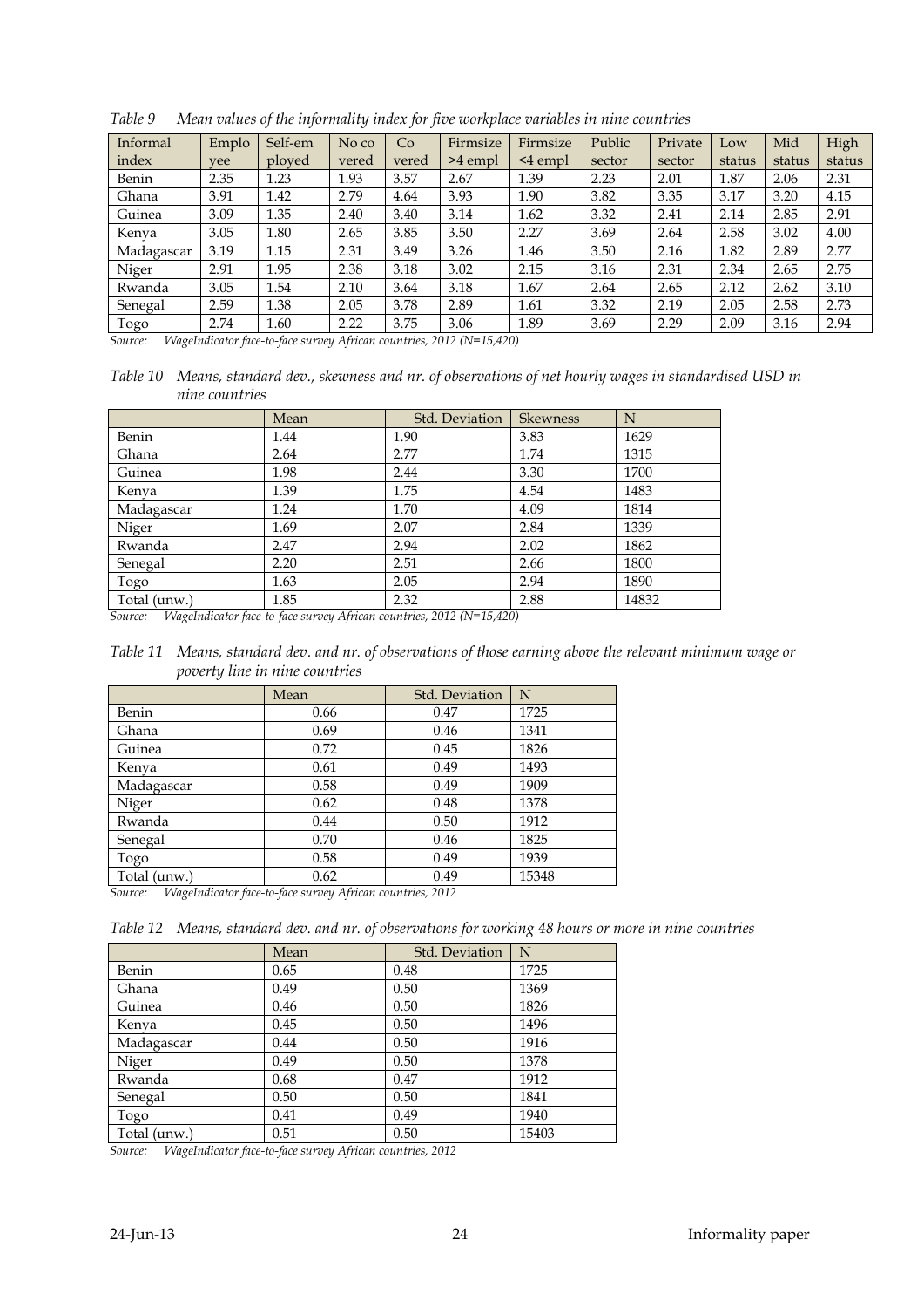*Table 9 Mean values of the informality index for five workplace variables in nine countries*

| Informal index | Employee | Self-employed | No covered | Covered | Firmsize >4 empl | Firmsize <4 empl | Public sector | Private sector | Low status | Mid status | High status |
|---|---|---|---|---|---|---|---|---|---|---|---|
| Benin | 2.35 | 1.23 | 1.93 | 3.57 | 2.67 | 1.39 | 2.23 | 2.01 | 1.87 | 2.06 | 2.31 |
| Ghana | 3.91 | 1.42 | 2.79 | 4.64 | 3.93 | 1.90 | 3.82 | 3.35 | 3.17 | 3.20 | 4.15 |
| Guinea | 3.09 | 1.35 | 2.40 | 3.40 | 3.14 | 1.62 | 3.32 | 2.41 | 2.14 | 2.85 | 2.91 |
| Kenya | 3.05 | 1.80 | 2.65 | 3.85 | 3.50 | 2.27 | 3.69 | 2.64 | 2.58 | 3.02 | 4.00 |
| Madagascar | 3.19 | 1.15 | 2.31 | 3.49 | 3.26 | 1.46 | 3.50 | 2.16 | 1.82 | 2.89 | 2.77 |
| Niger | 2.91 | 1.95 | 2.38 | 3.18 | 3.02 | 2.15 | 3.16 | 2.31 | 2.34 | 2.65 | 2.75 |
| Rwanda | 3.05 | 1.54 | 2.10 | 3.64 | 3.18 | 1.67 | 2.64 | 2.65 | 2.12 | 2.62 | 3.10 |
| Senegal | 2.59 | 1.38 | 2.05 | 3.78 | 2.89 | 1.61 | 3.32 | 2.19 | 2.05 | 2.58 | 2.73 |
| Togo | 2.74 | 1.60 | 2.22 | 3.75 | 3.06 | 1.89 | 3.69 | 2.29 | 2.09 | 3.16 | 2.94 |

*Source: WageIndicator face-to-face survey African countries, 2012 (N=15,420)*

*Table 10 Means, standard dev., skewness and nr. of observations of net hourly wages in standardised USD in nine countries*

| | Mean | Std. Deviation | Skewness | N |
|---|---|---|---|---|
| Benin | 1.44 | 1.90 | 3.83 | 1629 |
| Ghana | 2.64 | 2.77 | 1.74 | 1315 |
| Guinea | 1.98 | 2.44 | 3.30 | 1700 |
| Kenya | 1.39 | 1.75 | 4.54 | 1483 |
| Madagascar | 1.24 | 1.70 | 4.09 | 1814 |
| Niger | 1.69 | 2.07 | 2.84 | 1339 |
| Rwanda | 2.47 | 2.94 | 2.02 | 1862 |
| Senegal | 2.20 | 2.51 | 2.66 | 1800 |
| Togo | 1.63 | 2.05 | 2.94 | 1890 |
| Total (unw.) | 1.85 | 2.32 | 2.88 | 14832 |

*Source: WageIndicator face-to-face survey African countries, 2012 (N=15,420)*

*Table 11 Means, standard dev. and nr. of observations of those earning above the relevant minimum wage or poverty line in nine countries*

| | Mean | Std. Deviation | N |
|---|---|---|---|
| Benin | 0.66 | 0.47 | 1725 |
| Ghana | 0.69 | 0.46 | 1341 |
| Guinea | 0.72 | 0.45 | 1826 |
| Kenya | 0.61 | 0.49 | 1493 |
| Madagascar | 0.58 | 0.49 | 1909 |
| Niger | 0.62 | 0.48 | 1378 |
| Rwanda | 0.44 | 0.50 | 1912 |
| Senegal | 0.70 | 0.46 | 1825 |
| Togo | 0.58 | 0.49 | 1939 |
| Total (unw.) | 0.62 | 0.49 | 15348 |

*Source: WageIndicator face-to-face survey African countries, 2012*

*Table 12 Means, standard dev. and nr. of observations for working 48 hours or more in nine countries*

| | Mean | Std. Deviation | N |
|---|---|---|---|
| Benin | 0.65 | 0.48 | 1725 |
| Ghana | 0.49 | 0.50 | 1369 |
| Guinea | 0.46 | 0.50 | 1826 |
| Kenya | 0.45 | 0.50 | 1496 |
| Madagascar | 0.44 | 0.50 | 1916 |
| Niger | 0.49 | 0.50 | 1378 |
| Rwanda | 0.68 | 0.47 | 1912 |
| Senegal | 0.50 | 0.50 | 1841 |
| Togo | 0.41 | 0.49 | 1940 |
| Total (unw.) | 0.51 | 0.50 | 15403 |

*Source: WageIndicator face-to-face survey African countries, 2012*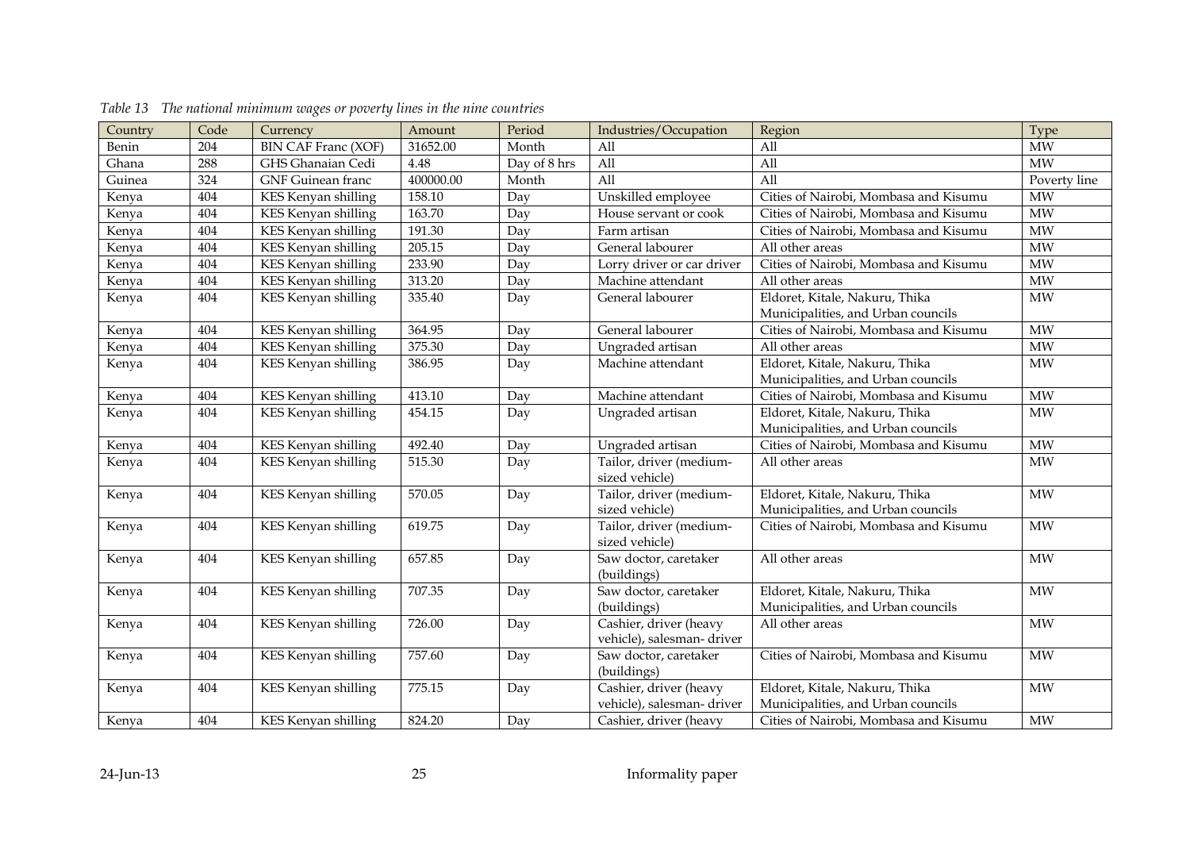*Table 13 The national minimum wages or poverty lines in the nine countries*

| Country | Code | Currency | Amount | Period | Industries/Occupation | Region | Type |
|---|---|---|---|---|---|---|---|
| Benin | 204 | BIN CAF Franc (XOF) | 31652.00 | Month | All | All | MW |
| Ghana | 288 | GHS Ghanaian Cedi | 4.48 | Day of 8 hrs | All | All | MW |
| Guinea | 324 | GNF Guinean franc | 400000.00 | Month | All | All | Poverty line |
| Kenya | 404 | KES Kenyan shilling | 158.10 | Day | Unskilled employee | Cities of Nairobi, Mombasa and Kisumu | MW |
| Kenya | 404 | KES Kenyan shilling | 163.70 | Day | House servant or cook | Cities of Nairobi, Mombasa and Kisumu | MW |
| Kenya | 404 | KES Kenyan shilling | 191.30 | Day | Farm artisan | Cities of Nairobi, Mombasa and Kisumu | MW |
| Kenya | 404 | KES Kenyan shilling | 205.15 | Day | General labourer | All other areas | MW |
| Kenya | 404 | KES Kenyan shilling | 233.90 | Day | Lorry driver or car driver | Cities of Nairobi, Mombasa and Kisumu | MW |
| Kenya | 404 | KES Kenyan shilling | 313.20 | Day | Machine attendant | All other areas | MW |
| Kenya | 404 | KES Kenyan shilling | 335.40 | Day | General labourer | Eldoret, Kitale, Nakuru, Thika Municipalities, and Urban councils | MW |
| Kenya | 404 | KES Kenyan shilling | 364.95 | Day | General labourer | Cities of Nairobi, Mombasa and Kisumu | MW |
| Kenya | 404 | KES Kenyan shilling | 375.30 | Day | Ungraded artisan | All other areas | MW |
| Kenya | 404 | KES Kenyan shilling | 386.95 | Day | Machine attendant | Eldoret, Kitale, Nakuru, Thika Municipalities, and Urban councils | MW |
| Kenya | 404 | KES Kenyan shilling | 413.10 | Day | Machine attendant | Cities of Nairobi, Mombasa and Kisumu | MW |
| Kenya | 404 | KES Kenyan shilling | 454.15 | Day | Ungraded artisan | Eldoret, Kitale, Nakuru, Thika Municipalities, and Urban councils | MW |
| Kenya | 404 | KES Kenyan shilling | 492.40 | Day | Ungraded artisan | Cities of Nairobi, Mombasa and Kisumu | MW |
| Kenya | 404 | KES Kenyan shilling | 515.30 | Day | Tailor, driver (medium-sized vehicle) | All other areas | MW |
| Kenya | 404 | KES Kenyan shilling | 570.05 | Day | Tailor, driver (medium-sized vehicle) | Eldoret, Kitale, Nakuru, Thika Municipalities, and Urban councils | MW |
| Kenya | 404 | KES Kenyan shilling | 619.75 | Day | Tailor, driver (medium-sized vehicle) | Cities of Nairobi, Mombasa and Kisumu | MW |
| Kenya | 404 | KES Kenyan shilling | 657.85 | Day | Saw doctor, caretaker (buildings) | All other areas | MW |
| Kenya | 404 | KES Kenyan shilling | 707.35 | Day | Saw doctor, caretaker (buildings) | Eldoret, Kitale, Nakuru, Thika Municipalities, and Urban councils | MW |
| Kenya | 404 | KES Kenyan shilling | 726.00 | Day | Cashier, driver (heavy vehicle), salesman- driver | All other areas | MW |
| Kenya | 404 | KES Kenyan shilling | 757.60 | Day | Saw doctor, caretaker (buildings) | Cities of Nairobi, Mombasa and Kisumu | MW |
| Kenya | 404 | KES Kenyan shilling | 775.15 | Day | Cashier, driver (heavy vehicle), salesman- driver | Eldoret, Kitale, Nakuru, Thika Municipalities, and Urban councils | MW |
| Kenya | 404 | KES Kenyan shilling | 824.20 | Day | Cashier, driver (heavy | Cities of Nairobi, Mombasa and Kisumu | MW |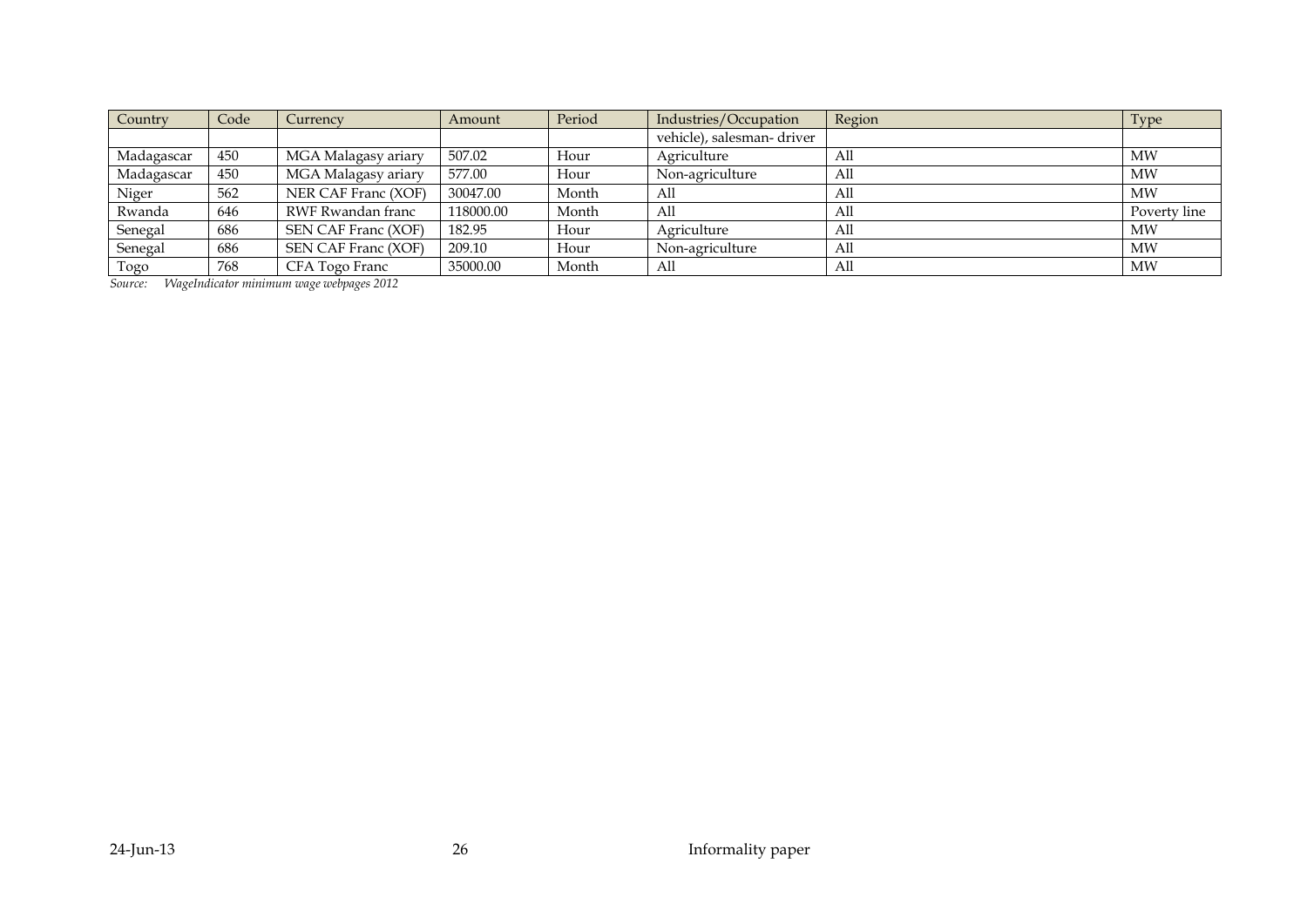| Country | Code | Currency | Amount | Period | Industries/Occupation | Region | Type |
|---|---|---|---|---|---|---|---|
| | | | | | vehicle), salesman- driver | | |
| Madagascar | 450 | MGA Malagasy ariary | 507.02 | Hour | Agriculture | All | MW |
| Madagascar | 450 | MGA Malagasy ariary | 577.00 | Hour | Non-agriculture | All | MW |
| Niger | 562 | NER CAF Franc (XOF) | 30047.00 | Month | All | All | MW |
| Rwanda | 646 | RWF Rwandan franc | 118000.00 | Month | All | All | Poverty line |
| Senegal | 686 | SEN CAF Franc (XOF) | 182.95 | Hour | Agriculture | All | MW |
| Senegal | 686 | SEN CAF Franc (XOF) | 209.10 | Hour | Non-agriculture | All | MW |
| Togo | 768 | CFA Togo Franc | 35000.00 | Month | All | All | MW |

*Source: WageIndicator minimum wage webpages 2012*